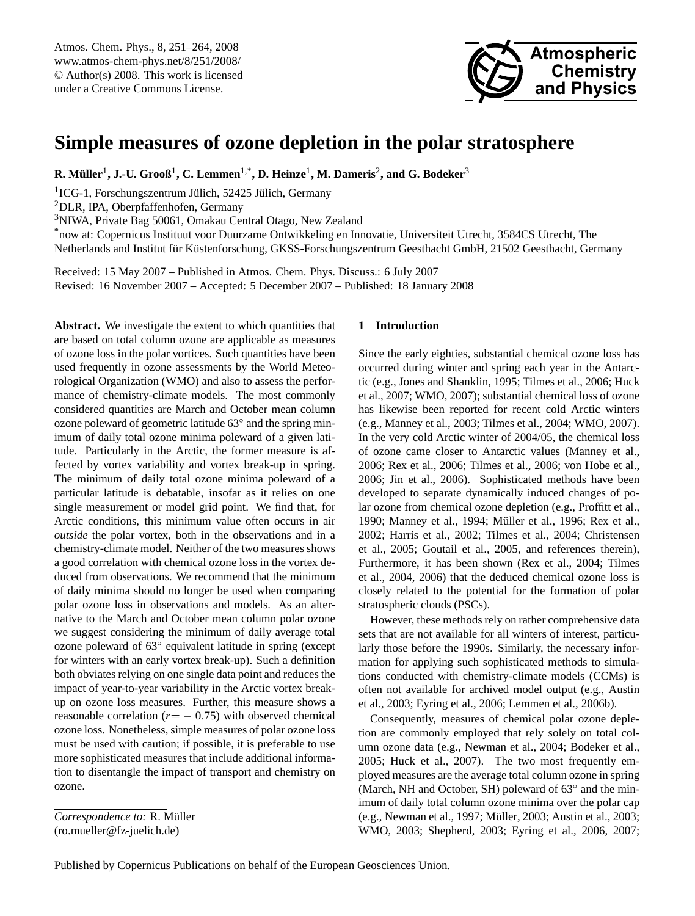# Simple measures of ozone depletion in the polar stratosphere

**R. Müller[1], J.-U. Grooß[1], C. Lemmen[1,*], D. Heinze[1], M. Dameris[2], and G. Bodeker[3]**

[1]ICG-1, Forschungszentrum Jülich, 52425 Jülich, Germany
[2]DLR, IPA, Oberpfaffenhofen, Germany
[3]NIWA, Private Bag 50061, Omakau Central Otago, New Zealand
[*]now at: Copernicus Instituut voor Duurzame Ontwikkeling en Innovatie, Universiteit Utrecht, 3584CS Utrecht, The Netherlands and Institut für Küstenforschung, GKSS-Forschungszentrum Geesthacht GmbH, 21502 Geesthacht, Germany

Received: 15 May 2007 – Published in Atmos. Chem. Phys. Discuss.: 6 July 2007
Revised: 16 November 2007 – Accepted: 5 December 2007 – Published: 18 January 2008

**Abstract.** We investigate the extent to which quantities that are based on total column ozone are applicable as measures of ozone loss in the polar vortices. Such quantities have been used frequently in ozone assessments by the World Meteorological Organization (WMO) and also to assess the performance of chemistry-climate models. The most commonly considered quantities are March and October mean column ozone poleward of geometric latitude 63° and the spring minimum of daily total ozone minima poleward of a given latitude. Particularly in the Arctic, the former measure is affected by vortex variability and vortex break-up in spring. The minimum of daily total ozone minima poleward of a particular latitude is debatable, insofar as it relies on one single measurement or model grid point. We find that, for Arctic conditions, this minimum value often occurs in air *outside* the polar vortex, both in the observations and in a chemistry-climate model. Neither of the two measures shows a good correlation with chemical ozone loss in the vortex deduced from observations. We recommend that the minimum of daily minima should no longer be used when comparing polar ozone loss in observations and models. As an alternative to the March and October mean column polar ozone we suggest considering the minimum of daily average total ozone poleward of 63° equivalent latitude in spring (except for winters with an early vortex break-up). Such a definition both obviates relying on one single data point and reduces the impact of year-to-year variability in the Arctic vortex break-up on ozone loss measures. Further, this measure shows a reasonable correlation ($r=-0.75$) with observed chemical ozone loss. Nonetheless, simple measures of polar ozone loss must be used with caution; if possible, it is preferable to use more sophisticated measures that include additional information to disentangle the impact of transport and chemistry on ozone.

*Correspondence to:* R. Müller
(ro.mueller@fz-juelich.de)

## 1 Introduction

Since the early eighties, substantial chemical ozone loss has occurred during winter and spring each year in the Antarctic (e.g., Jones and Shanklin, 1995; Tilmes et al., 2006; Huck et al., 2007; WMO, 2007); substantial chemical loss of ozone has likewise been reported for recent cold Arctic winters (e.g., Manney et al., 2003; Tilmes et al., 2004; WMO, 2007). In the very cold Arctic winter of 2004/05, the chemical loss of ozone came closer to Antarctic values (Manney et al., 2006; Rex et al., 2006; Tilmes et al., 2006; von Hobe et al., 2006; Jin et al., 2006). Sophisticated methods have been developed to separate dynamically induced changes of polar ozone from chemical ozone depletion (e.g., Proffitt et al., 1990; Manney et al., 1994; Müller et al., 1996; Rex et al., 2002; Harris et al., 2002; Tilmes et al., 2004; Christensen et al., 2005; Goutail et al., 2005, and references therein), Furthermore, it has been shown (Rex et al., 2004; Tilmes et al., 2004, 2006) that the deduced chemical ozone loss is closely related to the potential for the formation of polar stratospheric clouds (PSCs).

However, these methods rely on rather comprehensive data sets that are not available for all winters of interest, particularly those before the 1990s. Similarly, the necessary information for applying such sophisticated methods to simulations conducted with chemistry-climate models (CCMs) is often not available for archived model output (e.g., Austin et al., 2003; Eyring et al., 2006; Lemmen et al., 2006b).

Consequently, measures of chemical polar ozone depletion are commonly employed that rely solely on total column ozone data (e.g., Newman et al., 2004; Bodeker et al., 2005; Huck et al., 2007). The two most frequently employed measures are the average total column ozone in spring (March, NH and October, SH) poleward of 63° and the minimum of daily total column ozone minima over the polar cap (e.g., Newman et al., 1997; Müller, 2003; Austin et al., 2003; WMO, 2003; Shepherd, 2003; Eyring et al., 2006, 2007;

Published by Copernicus Publications on behalf of the European Geosciences Union.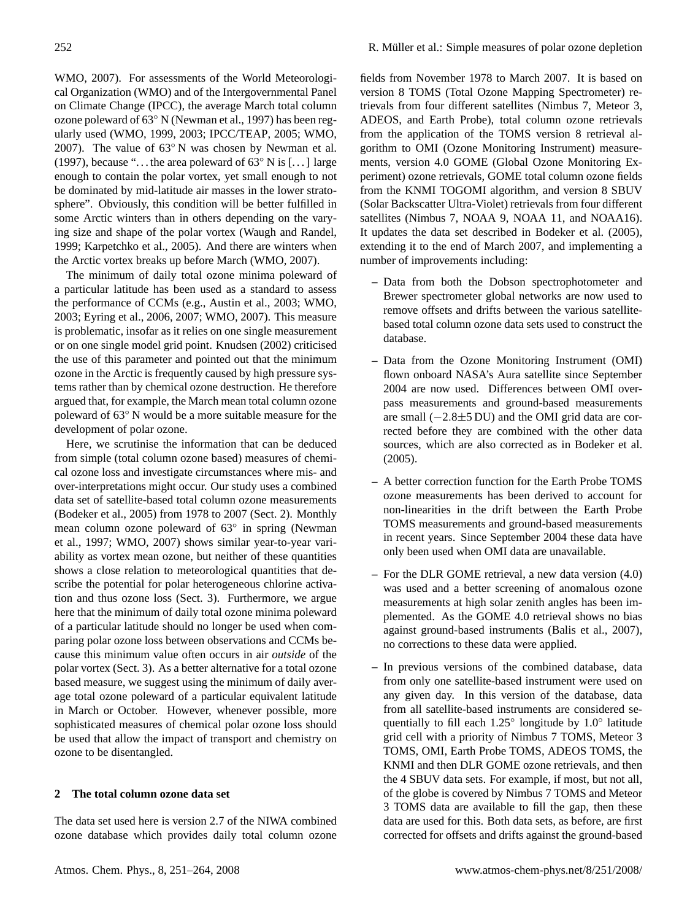WMO, 2007). For assessments of the World Meteorological Organization (WMO) and of the Intergovernmental Panel on Climate Change (IPCC), the average March total column ozone poleward of 63° N (Newman et al., 1997) has been regularly used (WMO, 1999, 2003; IPCC/TEAP, 2005; WMO, 2007). The value of 63° N was chosen by Newman et al. (1997), because "...the area poleward of 63° N is [...] large enough to contain the polar vortex, yet small enough to not be dominated by mid-latitude air masses in the lower stratosphere". Obviously, this condition will be better fulfilled in some Arctic winters than in others depending on the varying size and shape of the polar vortex (Waugh and Randel, 1999; Karpetchko et al., 2005). And there are winters when the Arctic vortex breaks up before March (WMO, 2007).

The minimum of daily total ozone minima poleward of a particular latitude has been used as a standard to assess the performance of CCMs (e.g., Austin et al., 2003; WMO, 2003; Eyring et al., 2006, 2007; WMO, 2007). This measure is problematic, insofar as it relies on one single measurement or on one single model grid point. Knudsen (2002) criticised the use of this parameter and pointed out that the minimum ozone in the Arctic is frequently caused by high pressure systems rather than by chemical ozone destruction. He therefore argued that, for example, the March mean total column ozone poleward of 63° N would be a more suitable measure for the development of polar ozone.

Here, we scrutinise the information that can be deduced from simple (total column ozone based) measures of chemical ozone loss and investigate circumstances where mis- and over-interpretations might occur. Our study uses a combined data set of satellite-based total column ozone measurements (Bodeker et al., 2005) from 1978 to 2007 (Sect. 2). Monthly mean column ozone poleward of 63° in spring (Newman et al., 1997; WMO, 2007) shows similar year-to-year variability as vortex mean ozone, but neither of these quantities shows a close relation to meteorological quantities that describe the potential for polar heterogeneous chlorine activation and thus ozone loss (Sect. 3). Furthermore, we argue here that the minimum of daily total ozone minima poleward of a particular latitude should no longer be used when comparing polar ozone loss between observations and CCMs because this minimum value often occurs in air *outside* of the polar vortex (Sect. 3). As a better alternative for a total ozone based measure, we suggest using the minimum of daily average total ozone poleward of a particular equivalent latitude in March or October. However, whenever possible, more sophisticated measures of chemical polar ozone loss should be used that allow the impact of transport and chemistry on ozone to be disentangled.

## 2 The total column ozone data set

The data set used here is version 2.7 of the NIWA combined ozone database which provides daily total column ozone fields from November 1978 to March 2007. It is based on version 8 TOMS (Total Ozone Mapping Spectrometer) retrievals from four different satellites (Nimbus 7, Meteor 3, ADEOS, and Earth Probe), total column ozone retrievals from the application of the TOMS version 8 retrieval algorithm to OMI (Ozone Monitoring Instrument) measurements, version 4.0 GOME (Global Ozone Monitoring Experiment) ozone retrievals, GOME total column ozone fields from the KNMI TOGOMI algorithm, and version 8 SBUV (Solar Backscatter Ultra-Violet) retrievals from four different satellites (Nimbus 7, NOAA 9, NOAA 11, and NOAA16). It updates the data set described in Bodeker et al. (2005), extending it to the end of March 2007, and implementing a number of improvements including:

- Data from both the Dobson spectrophotometer and Brewer spectrometer global networks are now used to remove offsets and drifts between the various satellite-based total column ozone data sets used to construct the database.
- Data from the Ozone Monitoring Instrument (OMI) flown onboard NASA's Aura satellite since September 2004 are now used. Differences between OMI overpass measurements and ground-based measurements are small ($-2.8\pm5$ DU) and the OMI grid data are corrected before they are combined with the other data sources, which are also corrected as in Bodeker et al. (2005).
- A better correction function for the Earth Probe TOMS ozone measurements has been derived to account for non-linearities in the drift between the Earth Probe TOMS measurements and ground-based measurements in recent years. Since September 2004 these data have only been used when OMI data are unavailable.
- For the DLR GOME retrieval, a new data version (4.0) was used and a better screening of anomalous ozone measurements at high solar zenith angles has been implemented. As the GOME 4.0 retrieval shows no bias against ground-based instruments (Balis et al., 2007), no corrections to these data were applied.
- In previous versions of the combined database, data from only one satellite-based instrument were used on any given day. In this version of the database, data from all satellite-based instruments are considered sequentially to fill each 1.25° longitude by 1.0° latitude grid cell with a priority of Nimbus 7 TOMS, Meteor 3 TOMS, OMI, Earth Probe TOMS, ADEOS TOMS, the KNMI and then DLR GOME ozone retrievals, and then the 4 SBUV data sets. For example, if most, but not all, of the globe is covered by Nimbus 7 TOMS and Meteor 3 TOMS data are available to fill the gap, then these data are used for this. Both data sets, as before, are first corrected for offsets and drifts against the ground-based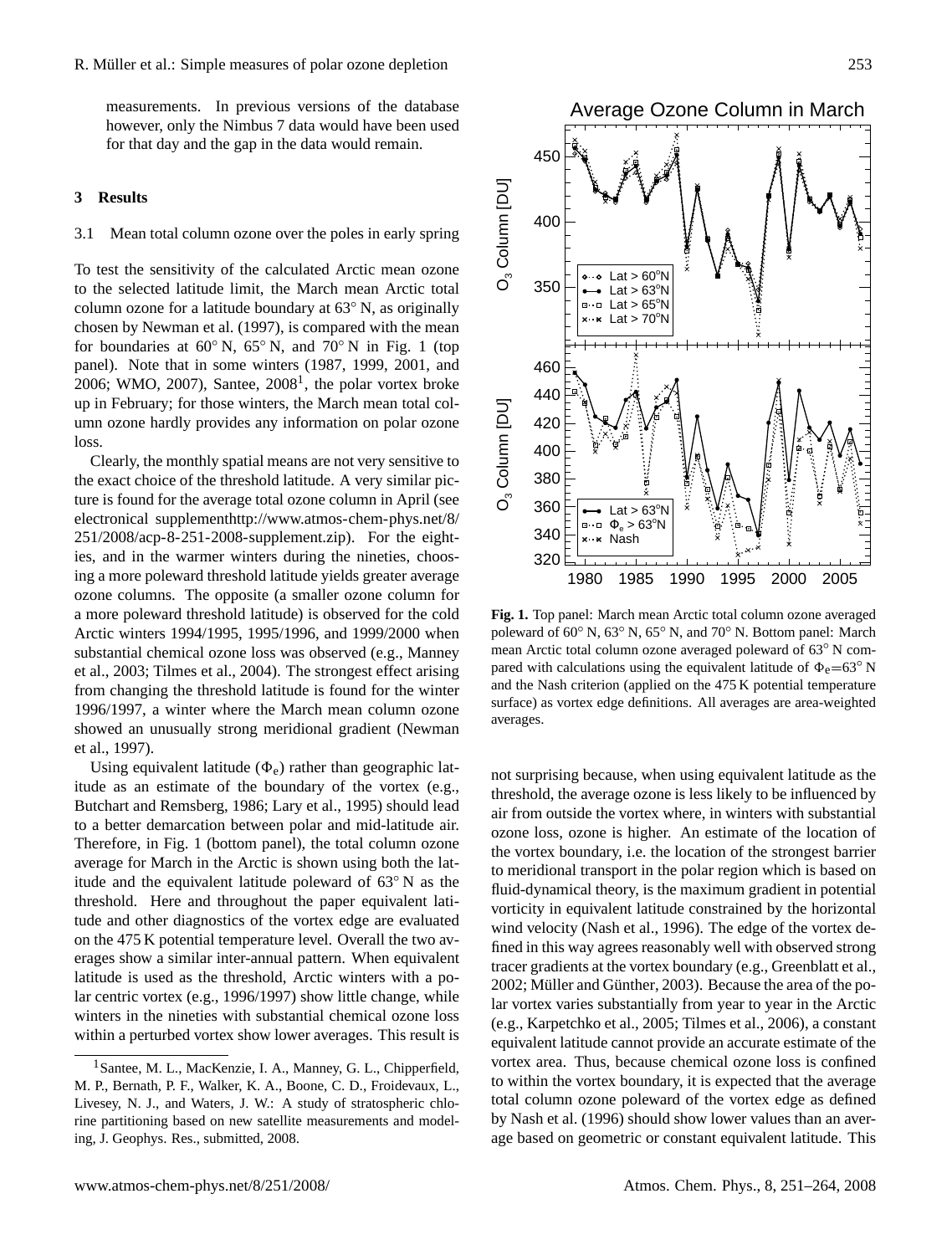measurements. In previous versions of the database however, only the Nimbus 7 data would have been used for that day and the gap in the data would remain.

## 3 Results

### 3.1 Mean total column ozone over the poles in early spring

To test the sensitivity of the calculated Arctic mean ozone to the selected latitude limit, the March mean Arctic total column ozone for a latitude boundary at 63° N, as originally chosen by Newman et al. (1997), is compared with the mean for boundaries at 60° N, 65° N, and 70° N in Fig. 1 (top panel). Note that in some winters (1987, 1999, 2001, and 2006; WMO, 2007), Santee, 2008[1], the polar vortex broke up in February; for those winters, the March mean total column ozone hardly provides any information on polar ozone loss.

Clearly, the monthly spatial means are not very sensitive to the exact choice of the threshold latitude. A very similar picture is found for the average total ozone column in April (see electronical supplementhttp://www.atmos-chem-phys.net/8/251/2008/acp-8-251-2008-supplement.zip). For the eighties, and in the warmer winters during the nineties, choosing a more poleward threshold latitude yields greater average ozone columns. The opposite (a smaller ozone column for a more poleward threshold latitude) is observed for the cold Arctic winters 1994/1995, 1995/1996, and 1999/2000 when substantial chemical ozone loss was observed (e.g., Manney et al., 2003; Tilmes et al., 2004). The strongest effect arising from changing the threshold latitude is found for the winter 1996/1997, a winter where the March mean column ozone showed an unusually strong meridional gradient (Newman et al., 1997).

Using equivalent latitude ($\Phi_e$) rather than geographic latitude as an estimate of the boundary of the vortex (e.g., Butchart and Remsberg, 1986; Lary et al., 1995) should lead to a better demarcation between polar and mid-latitude air. Therefore, in Fig. 1 (bottom panel), the total column ozone average for March in the Arctic is shown using both the latitude and the equivalent latitude poleward of 63° N as the threshold. Here and throughout the paper equivalent latitude and other diagnostics of the vortex edge are evaluated on the 475 K potential temperature level. Overall the two averages show a similar inter-annual pattern. When equivalent latitude is used as the threshold, Arctic winters with a polar centric vortex (e.g., 1996/1997) show little change, while winters in the nineties with substantial chemical ozone loss within a perturbed vortex show lower averages. This result is not surprising because, when using equivalent latitude as the threshold, the average ozone is less likely to be influenced by air from outside the vortex where, in winters with substantial ozone loss, ozone is higher. An estimate of the location of the vortex boundary, i.e. the location of the strongest barrier to meridional transport in the polar region which is based on fluid-dynamical theory, is the maximum gradient in potential vorticity in equivalent latitude constrained by the horizontal wind velocity (Nash et al., 1996). The edge of the vortex defined in this way agrees reasonably well with observed strong tracer gradients at the vortex boundary (e.g., Greenblatt et al., 2002; Müller and Günther, 2003). Because the area of the polar vortex varies substantially from year to year in the Arctic (e.g., Karpetchko et al., 2005; Tilmes et al., 2006), a constant equivalent latitude cannot provide an accurate estimate of the vortex area. Thus, because chemical ozone loss is confined to within the vortex boundary, it is expected that the average total column ozone poleward of the vortex edge as defined by Nash et al. (1996) should show lower values than an average based on geometric or constant equivalent latitude. This

Average Ozone Column in March

$O_3$ Column [DU]

Lat > 60°N
Lat > 63°N
Lat > 65°N
Lat > 70°N

$O_3$ Column [DU]

Lat > 63°N
$\Phi_e$ > 63°N
Nash

1980 1985 1990 1995 2000 2005

**Fig. 1.** Top panel: March mean Arctic total column ozone averaged poleward of 60° N, 63° N, 65° N, and 70° N. Bottom panel: March mean Arctic total column ozone averaged poleward of 63° N compared with calculations using the equivalent latitude of $\Phi_e$=63° N and the Nash criterion (applied on the 475 K potential temperature surface) as vortex edge definitions. All averages are area-weighted averages.

[1] Santee, M. L., MacKenzie, I. A., Manney, G. L., Chipperfield, M. P., Bernath, P. F., Walker, K. A., Boone, C. D., Froidevaux, L., Livesey, N. J., and Waters, J. W.: A study of stratospheric chlorine partitioning based on new satellite measurements and modeling, J. Geophys. Res., submitted, 2008.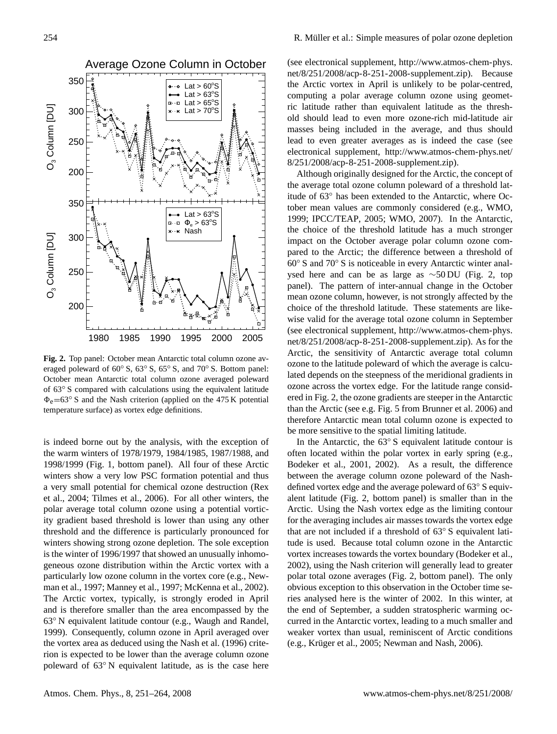Average Ozone Column in October

350
300
250
200

$O_3$ Column [DU]

Lat > 60°S
Lat > 63°S
Lat > 65°S
Lat > 70°S

350
300
250
200

$O_3$ Column [DU]

Lat > 63°S
$\Phi_e$ > 63°S
Nash

1980 1985 1990 1995 2000 2005

**Fig. 2.** Top panel: October mean Antarctic total column ozone averaged poleward of 60° S, 63° S, 65° S, and 70° S. Bottom panel: October mean Antarctic total column ozone averaged poleward of 63° S compared with calculations using the equivalent latitude $\Phi_e$=63° S and the Nash criterion (applied on the 475 K potential temperature surface) as vortex edge definitions.

is indeed borne out by the analysis, with the exception of the warm winters of 1978/1979, 1984/1985, 1987/1988, and 1998/1999 (Fig. 1, bottom panel). All four of these Arctic winters show a very low PSC formation potential and thus a very small potential for chemical ozone destruction (Rex et al., 2004; Tilmes et al., 2006). For all other winters, the polar average total column ozone using a potential vorticity gradient based threshold is lower than using any other threshold and the difference is particularly pronounced for winters showing strong ozone depletion. The sole exception is the winter of 1996/1997 that showed an unusually inhomogeneous ozone distribution within the Arctic vortex with a particularly low ozone column in the vortex core (e.g., Newman et al., 1997; Manney et al., 1997; McKenna et al., 2002). The Arctic vortex, typically, is strongly eroded in April and is therefore smaller than the area encompassed by the 63° N equivalent latitude contour (e.g., Waugh and Randel, 1999). Consequently, column ozone in April averaged over the vortex area as deduced using the Nash et al. (1996) criterion is expected to be lower than the average column ozone poleward of 63° N equivalent latitude, as is the case here (see electronical supplement, http://www.atmos-chem-phys.net/8/251/2008/acp-8-251-2008-supplement.zip). Because the Arctic vortex in April is unlikely to be polar-centred, computing a polar average column ozone using geometric latitude rather than equivalent latitude as the threshold should lead to even more ozone-rich mid-latitude air masses being included in the average, and thus should lead to even greater averages as is indeed the case (see electronical supplement, http://www.atmos-chem-phys.net/8/251/2008/acp-8-251-2008-supplement.zip).

Although originally designed for the Arctic, the concept of the average total ozone column poleward of a threshold latitude of 63° has been extended to the Antarctic, where October mean values are commonly considered (e.g., WMO, 1999; IPCC/TEAP, 2005; WMO, 2007). In the Antarctic, the choice of the threshold latitude has a much stronger impact on the October average polar column ozone compared to the Arctic; the difference between a threshold of 60° S and 70° S is noticeable in every Antarctic winter analysed here and can be as large as ∼50 DU (Fig. 2, top panel). The pattern of inter-annual change in the October mean ozone column, however, is not strongly affected by the choice of the threshold latitude. These statements are likewise valid for the average total ozone column in September (see electronical supplement, http://www.atmos-chem-phys.net/8/251/2008/acp-8-251-2008-supplement.zip). As for the Arctic, the sensitivity of Antarctic average total column ozone to the latitude poleward of which the average is calculated depends on the steepness of the meridional gradients in ozone across the vortex edge. For the latitude range considered in Fig. 2, the ozone gradients are steeper in the Antarctic than the Arctic (see e.g. Fig. 5 from Brunner et al. 2006) and therefore Antarctic mean total column ozone is expected to be more sensitive to the spatial limiting latitude.

In the Antarctic, the 63° S equivalent latitude contour is often located within the polar vortex in early spring (e.g., Bodeker et al., 2001, 2002). As a result, the difference between the average column ozone poleward of the Nash-defined vortex edge and the average poleward of 63° S equivalent latitude (Fig. 2, bottom panel) is smaller than in the Arctic. Using the Nash vortex edge as the limiting contour for the averaging includes air masses towards the vortex edge that are not included if a threshold of 63° S equivalent latitude is used. Because total column ozone in the Antarctic vortex increases towards the vortex boundary (Bodeker et al., 2002), using the Nash criterion will generally lead to greater polar total ozone averages (Fig. 2, bottom panel). The only obvious exception to this observation in the October time series analysed here is the winter of 2002. In this winter, at the end of September, a sudden stratospheric warming occurred in the Antarctic vortex, leading to a much smaller and weaker vortex than usual, reminiscent of Arctic conditions (e.g., Krüger et al., 2005; Newman and Nash, 2006).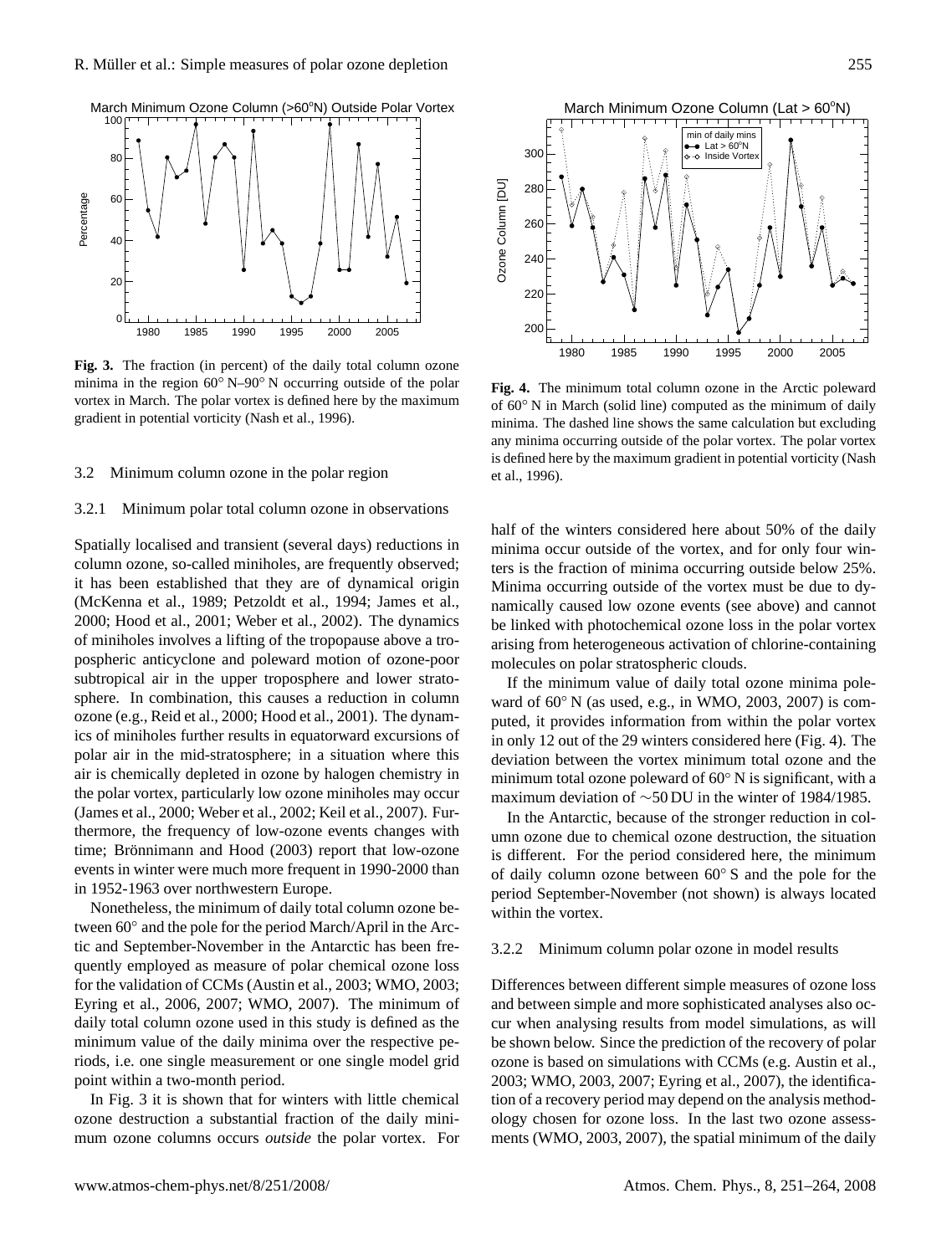March Minimum Ozone Column (>60°N) Outside Polar Vortex

Percentage

0 20 40 60 80 100

1980 1985 1990 1995 2000 2005

**Fig. 3.** The fraction (in percent) of the daily total column ozone minima in the region 60° N–90° N occurring outside of the polar vortex in March. The polar vortex is defined here by the maximum gradient in potential vorticity (Nash et al., 1996).

March Minimum Ozone Column (Lat > 60°N)

min of daily mins

Lat > 60°N

Inside Vortex

Ozone Column [DU]

200 220 240 260 280 300

1980 1985 1990 1995 2000 2005

**Fig. 4.** The minimum total column ozone in the Arctic poleward of 60° N in March (solid line) computed as the minimum of daily minima. The dashed line shows the same calculation but excluding any minima occurring outside of the polar vortex. The polar vortex is defined here by the maximum gradient in potential vorticity (Nash et al., 1996).

### 3.2 Minimum column ozone in the polar region

#### 3.2.1 Minimum polar total column ozone in observations

Spatially localised and transient (several days) reductions in column ozone, so-called miniholes, are frequently observed; it has been established that they are of dynamical origin (McKenna et al., 1989; Petzoldt et al., 1994; James et al., 2000; Hood et al., 2001; Weber et al., 2002). The dynamics of miniholes involves a lifting of the tropopause above a tropospheric anticyclone and poleward motion of ozone-poor subtropical air in the upper troposphere and lower stratosphere. In combination, this causes a reduction in column ozone (e.g., Reid et al., 2000; Hood et al., 2001). The dynamics of miniholes further results in equatorward excursions of polar air in the mid-stratosphere; in a situation where this air is chemically depleted in ozone by halogen chemistry in the polar vortex, particularly low ozone miniholes may occur (James et al., 2000; Weber et al., 2002; Keil et al., 2007). Furthermore, the frequency of low-ozone events changes with time; Brönnimann and Hood (2003) report that low-ozone events in winter were much more frequent in 1990-2000 than in 1952-1963 over northwestern Europe.

Nonetheless, the minimum of daily total column ozone between 60° and the pole for the period March/April in the Arctic and September-November in the Antarctic has been frequently employed as measure of polar chemical ozone loss for the validation of CCMs (Austin et al., 2003; WMO, 2003; Eyring et al., 2006, 2007; WMO, 2007). The minimum of daily total column ozone used in this study is defined as the minimum value of the daily minima over the respective periods, i.e. one single measurement or one single model grid point within a two-month period.

In Fig. 3 it is shown that for winters with little chemical ozone destruction a substantial fraction of the daily minimum ozone columns occurs *outside* the polar vortex. For half of the winters considered here about 50% of the daily minima occur outside of the vortex, and for only four winters is the fraction of minima occurring outside below 25%. Minima occurring outside of the vortex must be due to dynamically caused low ozone events (see above) and cannot be linked with photochemical ozone loss in the polar vortex arising from heterogeneous activation of chlorine-containing molecules on polar stratospheric clouds.

If the minimum value of daily total ozone minima poleward of 60° N (as used, e.g., in WMO, 2003, 2007) is computed, it provides information from within the polar vortex in only 12 out of the 29 winters considered here (Fig. 4). The deviation between the vortex minimum total ozone and the minimum total ozone poleward of 60° N is significant, with a maximum deviation of ∼50 DU in the winter of 1984/1985.

In the Antarctic, because of the stronger reduction in column ozone due to chemical ozone destruction, the situation is different. For the period considered here, the minimum of daily column ozone between 60° S and the pole for the period September-November (not shown) is always located within the vortex.

#### 3.2.2 Minimum column polar ozone in model results

Differences between different simple measures of ozone loss and between simple and more sophisticated analyses also occur when analysing results from model simulations, as will be shown below. Since the prediction of the recovery of polar ozone is based on simulations with CCMs (e.g. Austin et al., 2003; WMO, 2003, 2007; Eyring et al., 2007), the identification of a recovery period may depend on the analysis methodology chosen for ozone loss. In the last two ozone assessments (WMO, 2003, 2007), the spatial minimum of the daily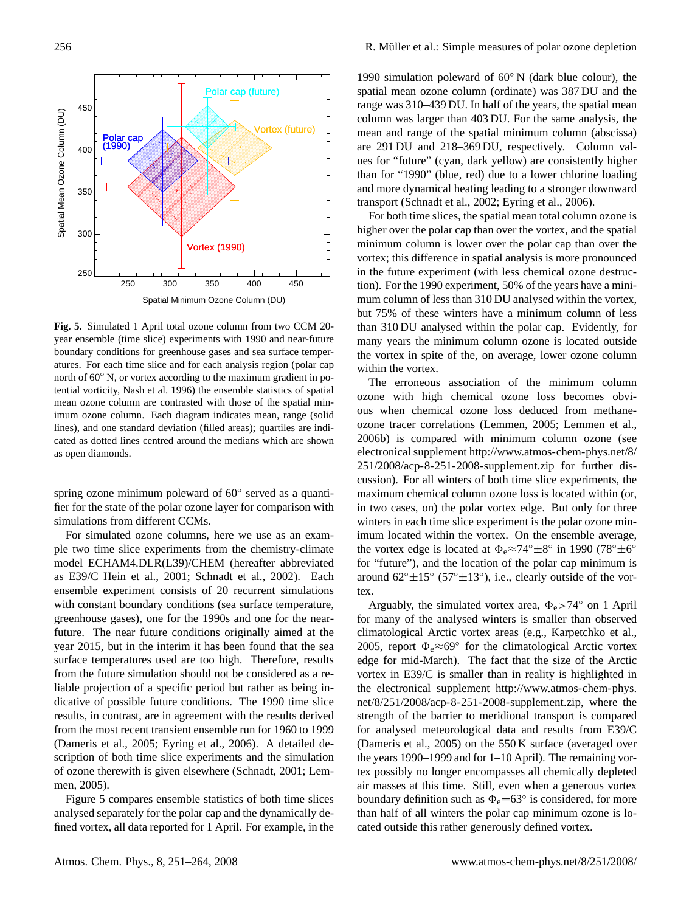Polar cap (future)

Vortex (future)

Polar cap (1990)

Vortex (1990)

Spatial Mean Ozone Column (DU)

450

400

350

300

250

250 300 350 400 450

Spatial Minimum Ozone Column (DU)

**Fig. 5.** Simulated 1 April total ozone column from two CCM 20-year ensemble (time slice) experiments with 1990 and near-future boundary conditions for greenhouse gases and sea surface temperatures. For each time slice and for each analysis region (polar cap north of 60° N, or vortex according to the maximum gradient in potential vorticity, Nash et al. 1996) the ensemble statistics of spatial mean ozone column are contrasted with those of the spatial minimum ozone column. Each diagram indicates mean, range (solid lines), and one standard deviation (filled areas); quartiles are indicated as dotted lines centred around the medians which are shown as open diamonds.

spring ozone minimum poleward of 60° served as a quantifier for the state of the polar ozone layer for comparison with simulations from different CCMs.

For simulated ozone columns, here we use as an example two time slice experiments from the chemistry-climate model ECHAM4.DLR(L39)/CHEM (hereafter abbreviated as E39/C Hein et al., 2001; Schnadt et al., 2002). Each ensemble experiment consists of 20 recurrent simulations with constant boundary conditions (sea surface temperature, greenhouse gases), one for the 1990s and one for the near-future. The near future conditions originally aimed at the year 2015, but in the interim it has been found that the sea surface temperatures used are too high. Therefore, results from the future simulation should not be considered as a reliable projection of a specific period but rather as being indicative of possible future conditions. The 1990 time slice results, in contrast, are in agreement with the results derived from the most recent transient ensemble run for 1960 to 1999 (Dameris et al., 2005; Eyring et al., 2006). A detailed description of both time slice experiments and the simulation of ozone therewith is given elsewhere (Schnadt, 2001; Lemmen, 2005).

Figure 5 compares ensemble statistics of both time slices analysed separately for the polar cap and the dynamically defined vortex, all data reported for 1 April. For example, in the 1990 simulation poleward of 60° N (dark blue colour), the spatial mean ozone column (ordinate) was 387 DU and the range was 310–439 DU. In half of the years, the spatial mean column was larger than 403 DU. For the same analysis, the mean and range of the spatial minimum column (abscissa) are 291 DU and 218–369 DU, respectively. Column values for "future" (cyan, dark yellow) are consistently higher than for "1990" (blue, red) due to a lower chlorine loading and more dynamical heating leading to a stronger downward transport (Schnadt et al., 2002; Eyring et al., 2006).

For both time slices, the spatial mean total column ozone is higher over the polar cap than over the vortex, and the spatial minimum column is lower over the polar cap than over the vortex; this difference in spatial analysis is more pronounced in the future experiment (with less chemical ozone destruction). For the 1990 experiment, 50% of the years have a minimum column of less than 310 DU analysed within the vortex, but 75% of these winters have a minimum column of less than 310 DU analysed within the polar cap. Evidently, for many years the minimum column ozone is located outside the vortex in spite of the, on average, lower ozone column within the vortex.

The erroneous association of the minimum column ozone with high chemical ozone loss becomes obvious when chemical ozone loss deduced from methane-ozone tracer correlations (Lemmen, 2005; Lemmen et al., 2006b) is compared with minimum column ozone (see electronical supplement http://www.atmos-chem-phys.net/8/251/2008/acp-8-251-2008-supplement.zip for further discussion). For all winters of both time slice experiments, the maximum chemical column ozone loss is located within (or, in two cases, on) the polar vortex edge. But only for three winters in each time slice experiment is the polar ozone minimum located within the vortex. On the ensemble average, the vortex edge is located at $\Phi_e \approx 74° \pm 8°$ in 1990 ($78° \pm 6°$ for "future"), and the location of the polar cap minimum is around $62° \pm 15°$ ($57° \pm 13°$), i.e., clearly outside of the vortex.

Arguably, the simulated vortex area, $\Phi_e > 74°$ on 1 April for many of the analysed winters is smaller than observed climatological Arctic vortex areas (e.g., Karpetchko et al., 2005, report $\Phi_e \approx 69°$ for the climatological Arctic vortex edge for mid-March). The fact that the size of the Arctic vortex in E39/C is smaller than in reality is highlighted in the electronical supplement http://www.atmos-chem-phys.net/8/251/2008/acp-8-251-2008-supplement.zip, where the strength of the barrier to meridional transport is compared for analysed meteorological data and results from E39/C (Dameris et al., 2005) on the 550 K surface (averaged over the years 1990–1999 and for 1–10 April). The remaining vortex possibly no longer encompasses all chemically depleted air masses at this time. Still, even when a generous vortex boundary definition such as $\Phi_e = 63°$ is considered, for more than half of all winters the polar cap minimum ozone is located outside this rather generously defined vortex.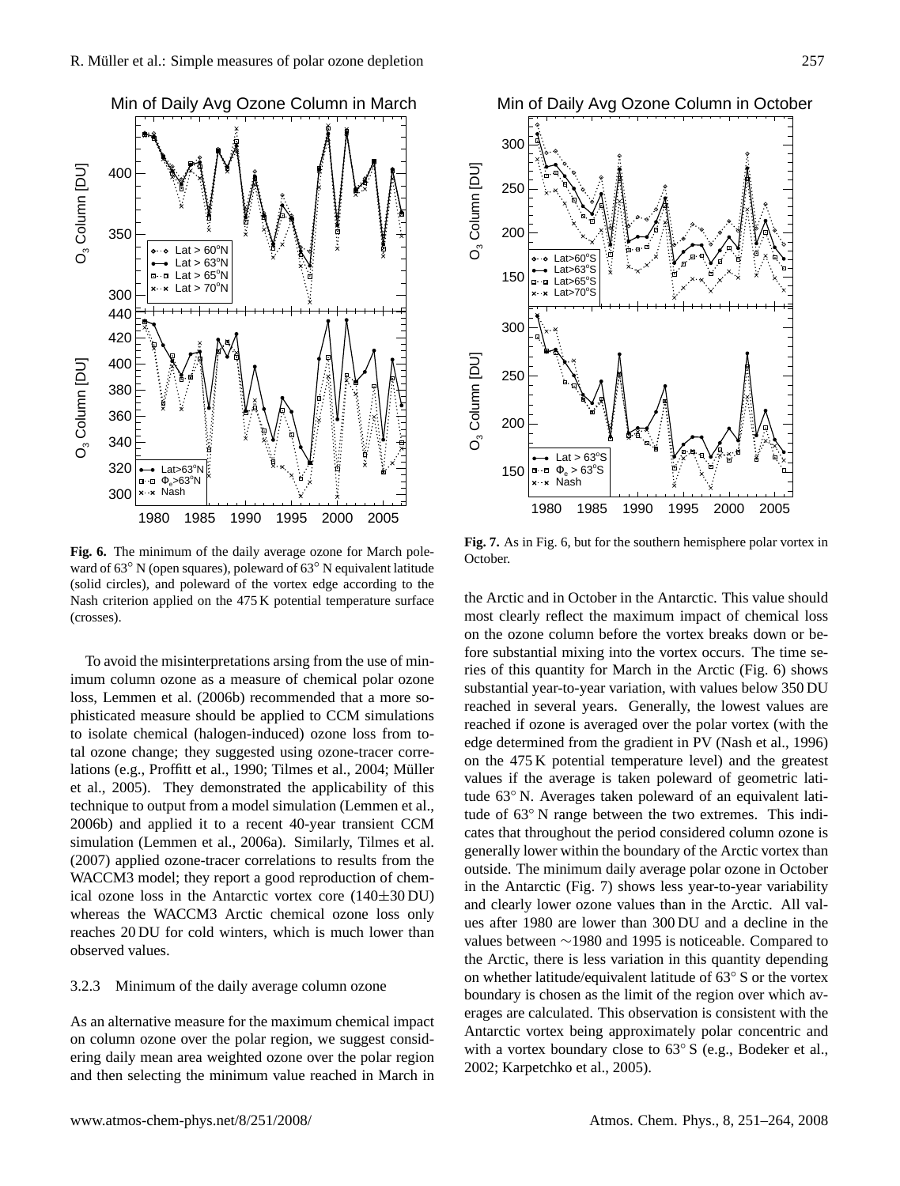Min of Daily Avg Ozone Column in March

$O_3$ Column [DU]

Lat > 60°N
Lat > 63°N
Lat > 65°N
Lat > 70°N

Lat>63°N
$\Phi_e$>63°N
Nash

1980 1985 1990 1995 2000 2005

**Fig. 6.** The minimum of the daily average ozone for March poleward of 63° N (open squares), poleward of 63° N equivalent latitude (solid circles), and poleward of the vortex edge according to the Nash criterion applied on the 475 K potential temperature surface (crosses).

Min of Daily Avg Ozone Column in October

$O_3$ Column [DU]

Lat>60°S
Lat>63°S
Lat>65°S
Lat>70°S

Lat > 63°S
$\Phi_e$ > 63°S
Nash

1980 1985 1990 1995 2000 2005

**Fig. 7.** As in Fig. 6, but for the southern hemisphere polar vortex in October.

To avoid the misinterpretations arsing from the use of minimum column ozone as a measure of chemical polar ozone loss, Lemmen et al. (2006b) recommended that a more sophisticated measure should be applied to CCM simulations to isolate chemical (halogen-induced) ozone loss from total ozone change; they suggested using ozone-tracer correlations (e.g., Proffitt et al., 1990; Tilmes et al., 2004; Müller et al., 2005). They demonstrated the applicability of this technique to output from a model simulation (Lemmen et al., 2006b) and applied it to a recent 40-year transient CCM simulation (Lemmen et al., 2006a). Similarly, Tilmes et al. (2007) applied ozone-tracer correlations to results from the WACCM3 model; they report a good reproduction of chemical ozone loss in the Antarctic vortex core (140±30 DU) whereas the WACCM3 Arctic chemical ozone loss only reaches 20 DU for cold winters, which is much lower than observed values.

### 3.2.3 Minimum of the daily average column ozone

As an alternative measure for the maximum chemical impact on column ozone over the polar region, we suggest considering daily mean area weighted ozone over the polar region and then selecting the minimum value reached in March in the Arctic and in October in the Antarctic. This value should most clearly reflect the maximum impact of chemical loss on the ozone column before the vortex breaks down or before substantial mixing into the vortex occurs. The time series of this quantity for March in the Arctic (Fig. 6) shows substantial year-to-year variation, with values below 350 DU reached in several years. Generally, the lowest values are reached if ozone is averaged over the polar vortex (with the edge determined from the gradient in PV (Nash et al., 1996) on the 475 K potential temperature level) and the greatest values if the average is taken poleward of geometric latitude 63° N. Averages taken poleward of an equivalent latitude of 63° N range between the two extremes. This indicates that throughout the period considered column ozone is generally lower within the boundary of the Arctic vortex than outside. The minimum daily average polar ozone in October in the Antarctic (Fig. 7) shows less year-to-year variability and clearly lower ozone values than in the Arctic. All values after 1980 are lower than 300 DU and a decline in the values between ∼1980 and 1995 is noticeable. Compared to the Arctic, there is less variation in this quantity depending on whether latitude/equivalent latitude of 63° S or the vortex boundary is chosen as the limit of the region over which averages are calculated. This observation is consistent with the Antarctic vortex being approximately polar concentric and with a vortex boundary close to 63° S (e.g., Bodeker et al., 2002; Karpetchko et al., 2005).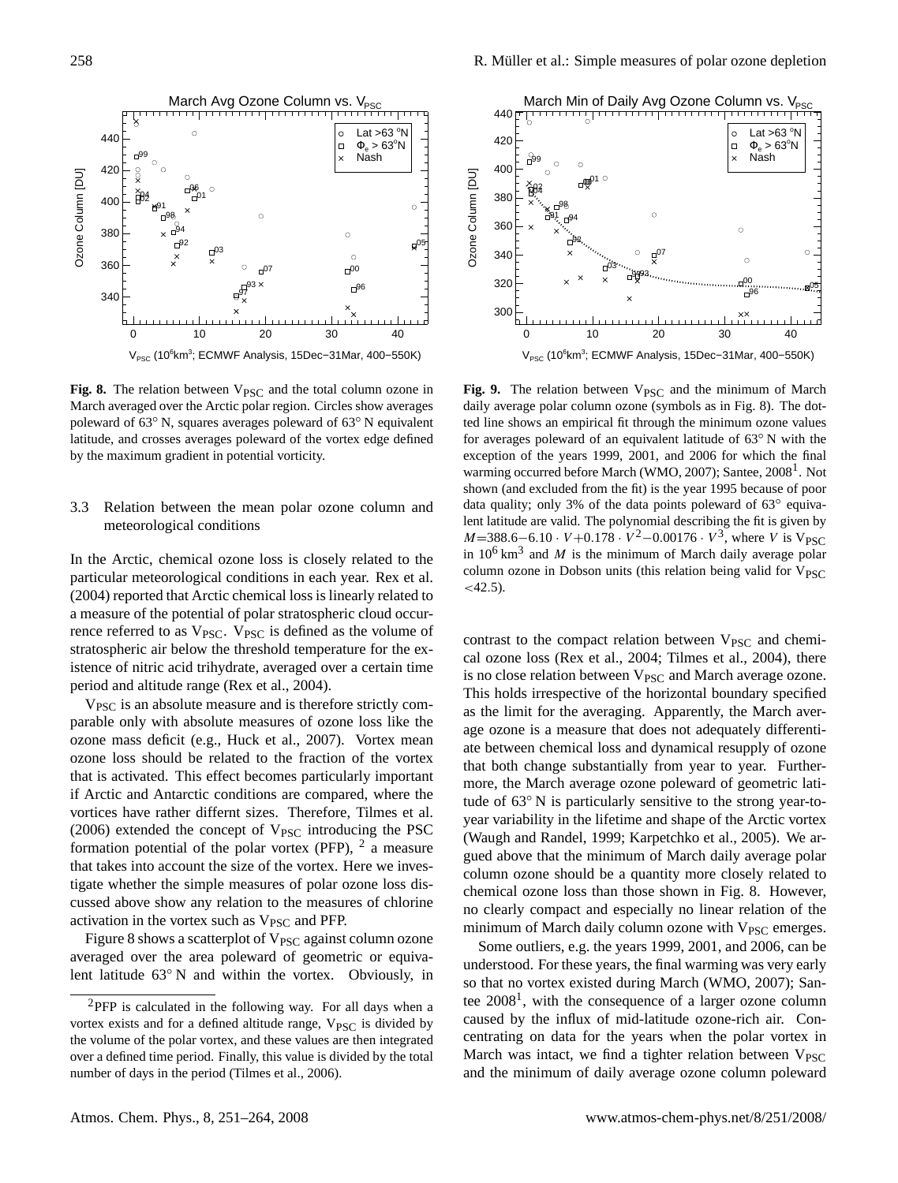March Avg Ozone Column vs. $V_{PSC}$

Ozone Column [DU]

$V_{PSC}$ ($10^6$km$^3$; ECMWF Analysis, 15Dec−31Mar, 400−550K)

Lat >63 °N
$\Phi_e$ > 63°N
Nash

**Fig. 8.** The relation between $V_{PSC}$ and the total column ozone in March averaged over the Arctic polar region. Circles show averages poleward of 63° N, squares averages poleward of 63° N equivalent latitude, and crosses averages poleward of the vortex edge defined by the maximum gradient in potential vorticity.

March Min of Daily Avg Ozone Column vs. $V_{PSC}$

Ozone Column [DU]

$V_{PSC}$ ($10^6$km$^3$; ECMWF Analysis, 15Dec−31Mar, 400−550K)

Lat >63 °N
$\Phi_e$ > 63°N
Nash

**Fig. 9.** The relation between $V_{PSC}$ and the minimum of March daily average polar column ozone (symbols as in Fig. 8). The dotted line shows an empirical fit through the minimum ozone values for averages poleward of an equivalent latitude of 63° N with the exception of the years 1999, 2001, and 2006 for which the final warming occurred before March (WMO, 2007); Santee, 2008[1]. Not shown (and excluded from the fit) is the year 1995 because of poor data quality; only 3% of the data points poleward of 63° equivalent latitude are valid. The polynomial describing the fit is given by $M$=388.6−6.10 · $V$+0.178 · $V^2$−0.00176 · $V^3$, where $V$ is $V_{PSC}$ in $10^6$ km$^3$ and $M$ is the minimum of March daily average polar column ozone in Dobson units (this relation being valid for $V_{PSC}$ <42.5).

### 3.3 Relation between the mean polar ozone column and meteorological conditions

In the Arctic, chemical ozone loss is closely related to the particular meteorological conditions in each year. Rex et al. (2004) reported that Arctic chemical loss is linearly related to a measure of the potential of polar stratospheric cloud occurrence referred to as $V_{PSC}$. $V_{PSC}$ is defined as the volume of stratospheric air below the threshold temperature for the existence of nitric acid trihydrate, averaged over a certain time period and altitude range (Rex et al., 2004).

$V_{PSC}$ is an absolute measure and is therefore strictly comparable only with absolute measures of ozone loss like the ozone mass deficit (e.g., Huck et al., 2007). Vortex mean ozone loss should be related to the fraction of the vortex that is activated. This effect becomes particularly important if Arctic and Antarctic conditions are compared, where the vortices have rather differnt sizes. Therefore, Tilmes et al. (2006) extended the concept of $V_{PSC}$ introducing the PSC formation potential of the polar vortex (PFP), [2] a measure that takes into account the size of the vortex. Here we investigate whether the simple measures of polar ozone loss discussed above show any relation to the measures of chlorine activation in the vortex such as $V_{PSC}$ and PFP.

Figure 8 shows a scatterplot of $V_{PSC}$ against column ozone averaged over the area poleward of geometric or equivalent latitude 63° N and within the vortex. Obviously, in contrast to the compact relation between $V_{PSC}$ and chemical ozone loss (Rex et al., 2004; Tilmes et al., 2004), there is no close relation between $V_{PSC}$ and March average ozone. This holds irrespective of the horizontal boundary specified as the limit for the averaging. Apparently, the March average ozone is a measure that does not adequately differentiate between chemical loss and dynamical resupply of ozone that both change substantially from year to year. Furthermore, the March average ozone poleward of geometric latitude of 63° N is particularly sensitive to the strong year-to-year variability in the lifetime and shape of the Arctic vortex (Waugh and Randel, 1999; Karpetchko et al., 2005). We argued above that the minimum of March daily average polar column ozone should be a quantity more closely related to chemical ozone loss than those shown in Fig. 8. However, no clearly compact and especially no linear relation of the minimum of March daily column ozone with $V_{PSC}$ emerges.

Some outliers, e.g. the years 1999, 2001, and 2006, can be understood. For these years, the final warming was very early so that no vortex existed during March (WMO, 2007); Santee 2008[1], with the consequence of a larger ozone column caused by the influx of mid-latitude ozone-rich air. Concentrating on data for the years when the polar vortex in March was intact, we find a tighter relation between $V_{PSC}$ and the minimum of daily average ozone column poleward

[2] PFP is calculated in the following way. For all days when a vortex exists and for a defined altitude range, $V_{PSC}$ is divided by the volume of the polar vortex, and these values are then integrated over a defined time period. Finally, this value is divided by the total number of days in the period (Tilmes et al., 2006).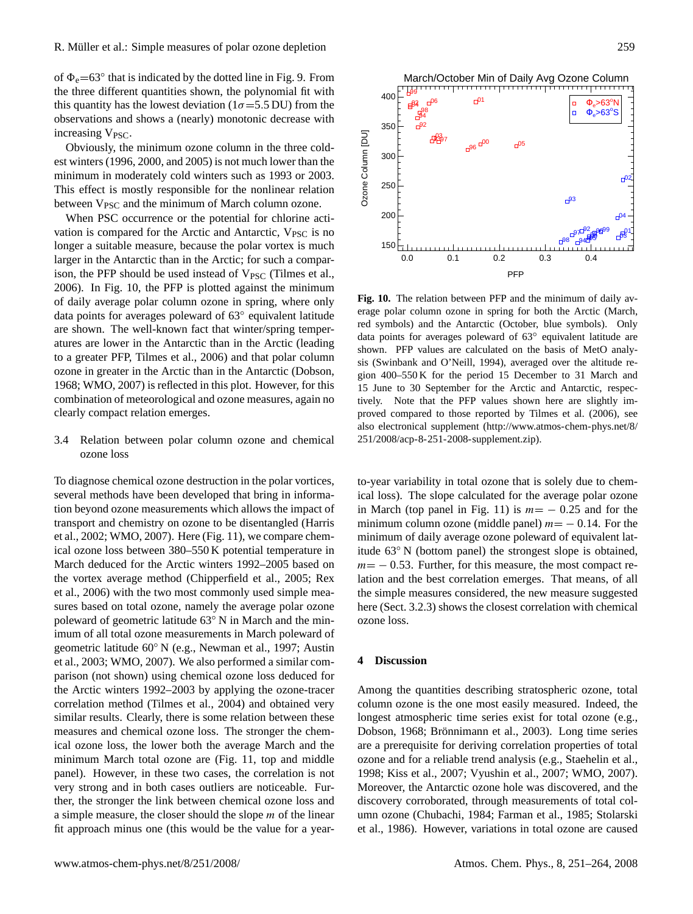of $\Phi_e$=63° that is indicated by the dotted line in Fig. 9. From the three different quantities shown, the polynomial fit with this quantity has the lowest deviation (1$\sigma$=5.5 DU) from the observations and shows a (nearly) monotonic decrease with increasing $V_{PSC}$.

Obviously, the minimum ozone column in the three coldest winters (1996, 2000, and 2005) is not much lower than the minimum in moderately cold winters such as 1993 or 2003. This effect is mostly responsible for the nonlinear relation between $V_{PSC}$ and the minimum of March column ozone.

When PSC occurrence or the potential for chlorine activation is compared for the Arctic and Antarctic, $V_{PSC}$ is no longer a suitable measure, because the polar vortex is much larger in the Antarctic than in the Arctic; for such a comparison, the PFP should be used instead of $V_{PSC}$ (Tilmes et al., 2006). In Fig. 10, the PFP is plotted against the minimum of daily average polar column ozone in spring, where only data points for averages poleward of 63° equivalent latitude are shown. The well-known fact that winter/spring temperatures are lower in the Antarctic than in the Arctic (leading to a greater PFP, Tilmes et al., 2006) and that polar column ozone in greater in the Arctic than in the Antarctic (Dobson, 1968; WMO, 2007) is reflected in this plot. However, for this combination of meteorological and ozone measures, again no clearly compact relation emerges.

### 3.4 Relation between polar column ozone and chemical ozone loss

To diagnose chemical ozone destruction in the polar vortices, several methods have been developed that bring in information beyond ozone measurements which allows the impact of transport and chemistry on ozone to be disentangled (Harris et al., 2002; WMO, 2007). Here (Fig. 11), we compare chemical ozone loss between 380–550 K potential temperature in March deduced for the Arctic winters 1992–2005 based on the vortex average method (Chipperfield et al., 2005; Rex et al., 2006) with the two most commonly used simple measures based on total ozone, namely the average polar ozone poleward of geometric latitude 63° N in March and the minimum of all total ozone measurements in March poleward of geometric latitude 60° N (e.g., Newman et al., 1997; Austin et al., 2003; WMO, 2007). We also performed a similar comparison (not shown) using chemical ozone loss deduced for the Arctic winters 1992–2003 by applying the ozone-tracer correlation method (Tilmes et al., 2004) and obtained very similar results. Clearly, there is some relation between these measures and chemical ozone loss. The stronger the chemical ozone loss, the lower both the average March and the minimum March total ozone are (Fig. 11, top and middle panel). However, in these two cases, the correlation is not very strong and in both cases outliers are noticeable. Further, the stronger the link between chemical ozone loss and a simple measure, the closer should the slope $m$ of the linear fit approach minus one (this would be the value for a year-

March/October Min of Daily Avg Ozone Column

Ozone Column [DU]

PFP

$\Phi_e$>63°N
$\Phi_e$>63°S

**Fig. 10.** The relation between PFP and the minimum of daily average polar column ozone in spring for both the Arctic (March, red symbols) and the Antarctic (October, blue symbols). Only data points for averages poleward of 63° equivalent latitude are shown. PFP values are calculated on the basis of MetO analysis (Swinbank and O'Neill, 1994), averaged over the altitude region 400–550 K for the period 15 December to 31 March and 15 June to 30 September for the Arctic and Antarctic, respectively. Note that the PFP values shown here are slightly improved compared to those reported by Tilmes et al. (2006), see also electronical supplement (http://www.atmos-chem-phys.net/8/251/2008/acp-8-251-2008-supplement.zip).

to-year variability in total ozone that is solely due to chemical loss). The slope calculated for the average polar ozone in March (top panel in Fig. 11) is $m = -0.25$ and for the minimum column ozone (middle panel) $m = -0.14$. For the minimum of daily average ozone poleward of equivalent latitude 63° N (bottom panel) the strongest slope is obtained, $m = -0.53$. Further, for this measure, the most compact relation and the best correlation emerges. That means, of all the simple measures considered, the new measure suggested here (Sect. 3.2.3) shows the closest correlation with chemical ozone loss.

## 4 Discussion

Among the quantities describing stratospheric ozone, total column ozone is the one most easily measured. Indeed, the longest atmospheric time series exist for total ozone (e.g., Dobson, 1968; Brönnimann et al., 2003). Long time series are a prerequisite for deriving correlation properties of total ozone and for a reliable trend analysis (e.g., Staehelin et al., 1998; Kiss et al., 2007; Vyushin et al., 2007; WMO, 2007). Moreover, the Antarctic ozone hole was discovered, and the discovery corroborated, through measurements of total column ozone (Chubachi, 1984; Farman et al., 1985; Stolarski et al., 1986). However, variations in total ozone are caused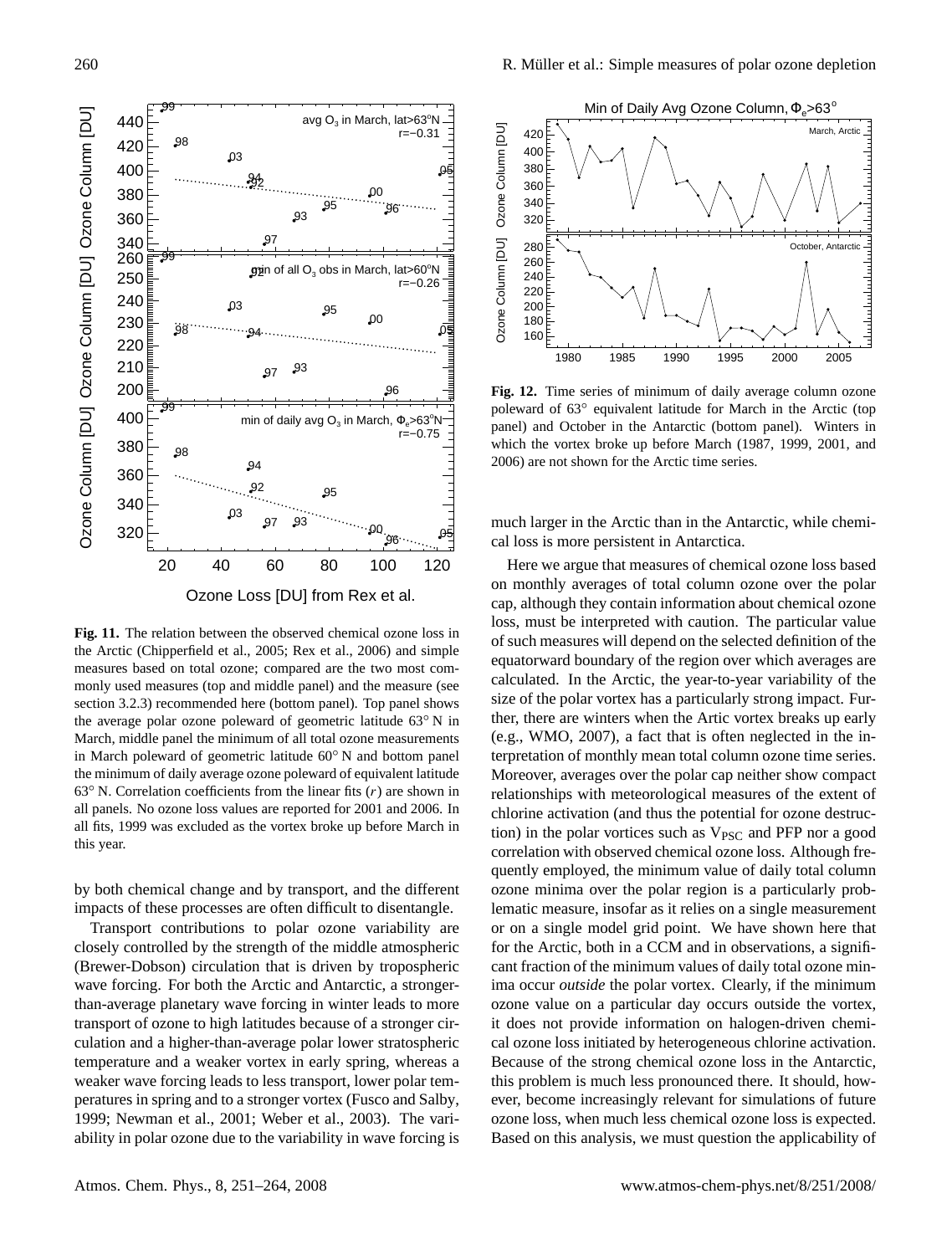avg $O_3$ in March, lat>63°N
r=−0.31

min of all $O_3$ obs in March, lat>60°N
r=−0.26

min of daily avg $O_3$ in March, $\Phi_e$>63°N
r=−0.75

Ozone Column [DU]

Ozone Loss [DU] from Rex et al.

**Fig. 11.** The relation between the observed chemical ozone loss in the Arctic (Chipperfield et al., 2005; Rex et al., 2006) and simple measures based on total ozone; compared are the two most commonly used measures (top and middle panel) and the measure (see section 3.2.3) recommended here (bottom panel). Top panel shows the average polar ozone poleward of geometric latitude 63° N in March, middle panel the minimum of all total ozone measurements in March poleward of geometric latitude 60° N and bottom panel the minimum of daily average ozone poleward of equivalent latitude 63° N. Correlation coefficients from the linear fits ($r$) are shown in all panels. No ozone loss values are reported for 2001 and 2006. In all fits, 1999 was excluded as the vortex broke up before March in this year.

Min of Daily Avg Ozone Column, $\Phi_e$>63°

March, Arctic

October, Antarctic

Ozone Column [DU]

**Fig. 12.** Time series of minimum of daily average column ozone poleward of 63° equivalent latitude for March in the Arctic (top panel) and October in the Antarctic (bottom panel). Winters in which the vortex broke up before March (1987, 1999, 2001, and 2006) are not shown for the Arctic time series.

by both chemical change and by transport, and the different impacts of these processes are often difficult to disentangle.

Transport contributions to polar ozone variability are closely controlled by the strength of the middle atmospheric (Brewer-Dobson) circulation that is driven by tropospheric wave forcing. For both the Arctic and Antarctic, a stronger-than-average planetary wave forcing in winter leads to more transport of ozone to high latitudes because of a stronger circulation and a higher-than-average polar lower stratospheric temperature and a weaker vortex in early spring, whereas a weaker wave forcing leads to less transport, lower polar temperatures in spring and to a stronger vortex (Fusco and Salby, 1999; Newman et al., 2001; Weber et al., 2003). The variability in polar ozone due to the variability in wave forcing is much larger in the Arctic than in the Antarctic, while chemical loss is more persistent in Antarctica.

Here we argue that measures of chemical ozone loss based on monthly averages of total column ozone over the polar cap, although they contain information about chemical ozone loss, must be interpreted with caution. The particular value of such measures will depend on the selected definition of the equatorward boundary of the region over which averages are calculated. In the Arctic, the year-to-year variability of the size of the polar vortex has a particularly strong impact. Further, there are winters when the Artic vortex breaks up early (e.g., WMO, 2007), a fact that is often neglected in the interpretation of monthly mean total column ozone time series. Moreover, averages over the polar cap neither show compact relationships with meteorological measures of the extent of chlorine activation (and thus the potential for ozone destruction) in the polar vortices such as $V_{PSC}$ and PFP nor a good correlation with observed chemical ozone loss. Although frequently employed, the minimum value of daily total column ozone minima over the polar region is a particularly problematic measure, insofar as it relies on a single measurement or on a single model grid point. We have shown here that for the Arctic, both in a CCM and in observations, a significant fraction of the minimum values of daily total ozone minima occur *outside* the polar vortex. Clearly, if the minimum ozone value on a particular day occurs outside the vortex, it does not provide information on halogen-driven chemical ozone loss initiated by heterogeneous chlorine activation. Because of the strong chemical ozone loss in the Antarctic, this problem is much less pronounced there. It should, however, become increasingly relevant for simulations of future ozone loss, when much less chemical ozone loss is expected. Based on this analysis, we must question the applicability of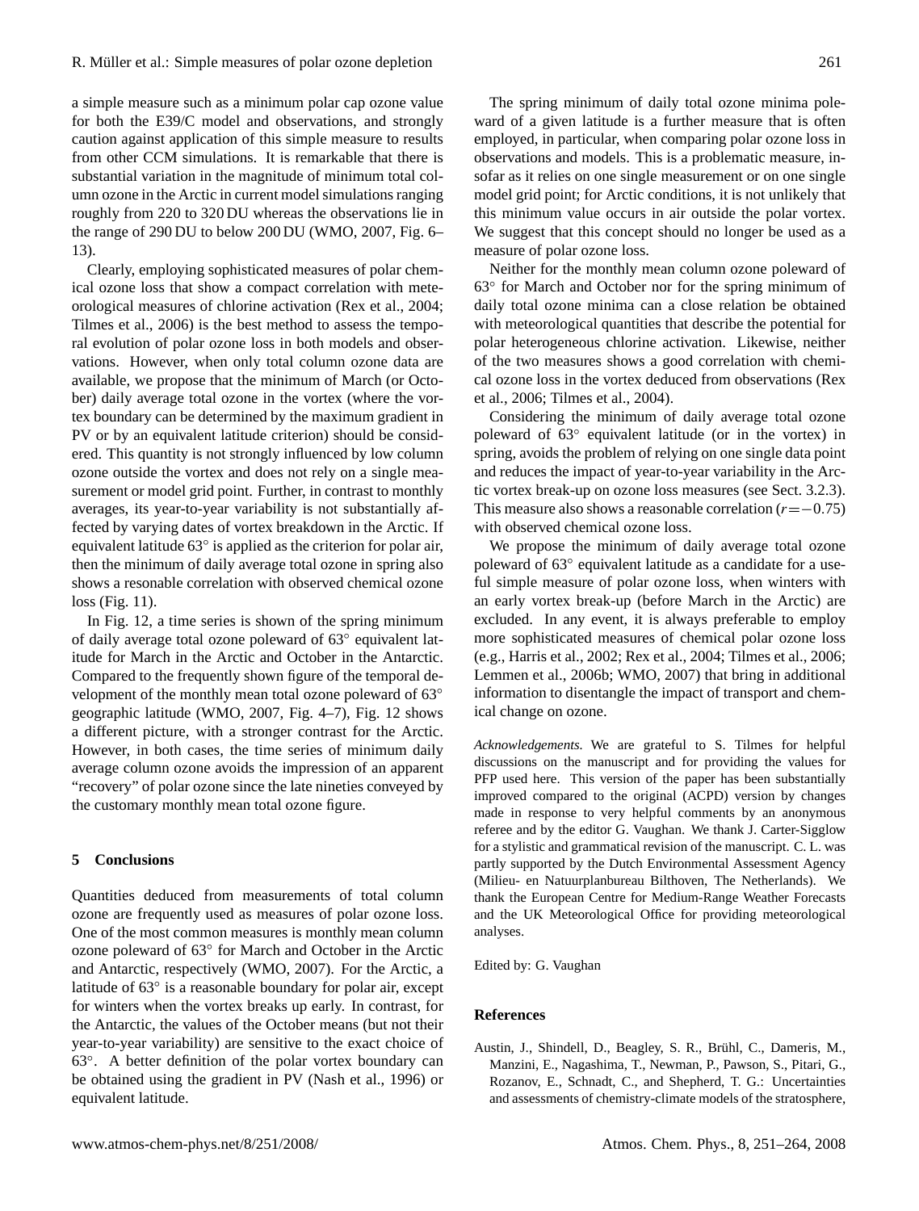a simple measure such as a minimum polar cap ozone value for both the E39/C model and observations, and strongly caution against application of this simple measure to results from other CCM simulations. It is remarkable that there is substantial variation in the magnitude of minimum total column ozone in the Arctic in current model simulations ranging roughly from 220 to 320 DU whereas the observations lie in the range of 290 DU to below 200 DU (WMO, 2007, Fig. 6–13).

Clearly, employing sophisticated measures of polar chemical ozone loss that show a compact correlation with meteorological measures of chlorine activation (Rex et al., 2004; Tilmes et al., 2006) is the best method to assess the temporal evolution of polar ozone loss in both models and observations. However, when only total column ozone data are available, we propose that the minimum of March (or October) daily average total ozone in the vortex (where the vortex boundary can be determined by the maximum gradient in PV or by an equivalent latitude criterion) should be considered. This quantity is not strongly influenced by low column ozone outside the vortex and does not rely on a single measurement or model grid point. Further, in contrast to monthly averages, its year-to-year variability is not substantially affected by varying dates of vortex breakdown in the Arctic. If equivalent latitude 63° is applied as the criterion for polar air, then the minimum of daily average total ozone in spring also shows a resonable correlation with observed chemical ozone loss (Fig. 11).

In Fig. 12, a time series is shown of the spring minimum of daily average total ozone poleward of 63° equivalent latitude for March in the Arctic and October in the Antarctic. Compared to the frequently shown figure of the temporal development of the monthly mean total ozone poleward of 63° geographic latitude (WMO, 2007, Fig. 4–7), Fig. 12 shows a different picture, with a stronger contrast for the Arctic. However, in both cases, the time series of minimum daily average column ozone avoids the impression of an apparent "recovery" of polar ozone since the late nineties conveyed by the customary monthly mean total ozone figure.

## 5 Conclusions

Quantities deduced from measurements of total column ozone are frequently used as measures of polar ozone loss. One of the most common measures is monthly mean column ozone poleward of 63° for March and October in the Arctic and Antarctic, respectively (WMO, 2007). For the Arctic, a latitude of 63° is a reasonable boundary for polar air, except for winters when the vortex breaks up early. In contrast, for the Antarctic, the values of the October means (but not their year-to-year variability) are sensitive to the exact choice of 63°. A better definition of the polar vortex boundary can be obtained using the gradient in PV (Nash et al., 1996) or equivalent latitude.

The spring minimum of daily total ozone minima poleward of a given latitude is a further measure that is often employed, in particular, when comparing polar ozone loss in observations and models. This is a problematic measure, insofar as it relies on one single measurement or on one single model grid point; for Arctic conditions, it is not unlikely that this minimum value occurs in air outside the polar vortex. We suggest that this concept should no longer be used as a measure of polar ozone loss.

Neither for the monthly mean column ozone poleward of 63° for March and October nor for the spring minimum of daily total ozone minima can a close relation be obtained with meteorological quantities that describe the potential for polar heterogeneous chlorine activation. Likewise, neither of the two measures shows a good correlation with chemical ozone loss in the vortex deduced from observations (Rex et al., 2006; Tilmes et al., 2004).

Considering the minimum of daily average total ozone poleward of 63° equivalent latitude (or in the vortex) in spring, avoids the problem of relying on one single data point and reduces the impact of year-to-year variability in the Arctic vortex break-up on ozone loss measures (see Sect. 3.2.3). This measure also shows a reasonable correlation ($r=-0.75$) with observed chemical ozone loss.

We propose the minimum of daily average total ozone poleward of 63° equivalent latitude as a candidate for a useful simple measure of polar ozone loss, when winters with an early vortex break-up (before March in the Arctic) are excluded. In any event, it is always preferable to employ more sophisticated measures of chemical polar ozone loss (e.g., Harris et al., 2002; Rex et al., 2004; Tilmes et al., 2006; Lemmen et al., 2006b; WMO, 2007) that bring in additional information to disentangle the impact of transport and chemical change on ozone.

*Acknowledgements.* We are grateful to S. Tilmes for helpful discussions on the manuscript and for providing the values for PFP used here. This version of the paper has been substantially improved compared to the original (ACPD) version by changes made in response to very helpful comments by an anonymous referee and by the editor G. Vaughan. We thank J. Carter-Sigglow for a stylistic and grammatical revision of the manuscript. C. L. was partly supported by the Dutch Environmental Assessment Agency (Milieu- en Natuurplanbureau Bilthoven, The Netherlands). We thank the European Centre for Medium-Range Weather Forecasts and the UK Meteorological Office for providing meteorological analyses.

Edited by: G. Vaughan

## References

Austin, J., Shindell, D., Beagley, S. R., Brühl, C., Dameris, M., Manzini, E., Nagashima, T., Newman, P., Pawson, S., Pitari, G., Rozanov, E., Schnadt, C., and Shepherd, T. G.: Uncertainties and assessments of chemistry-climate models of the stratosphere,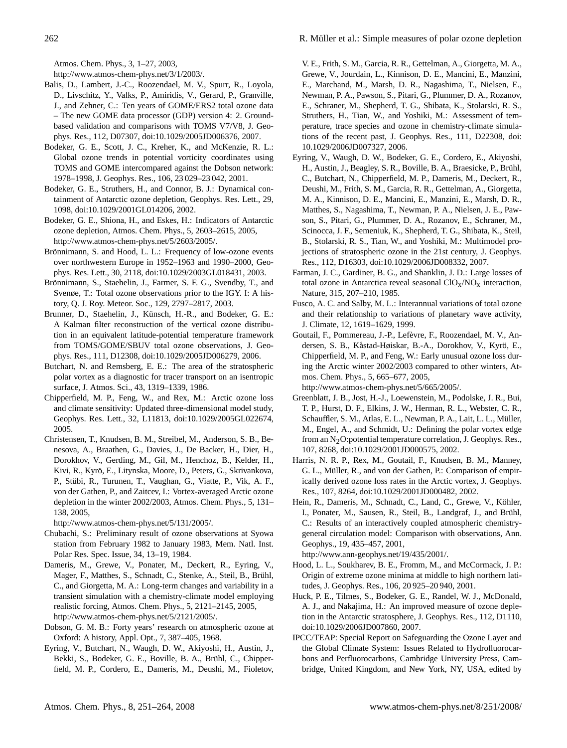Atmos. Chem. Phys., 3, 1–27, 2003, http://www.atmos-chem-phys.net/3/1/2003/.

Balis, D., Lambert, J.-C., Roozendael, M. V., Spurr, R., Loyola, D., Livschitz, Y., Valks, P., Amiridis, V., Gerard, P., Granville, J., and Zehner, C.: Ten years of GOME/ERS2 total ozone data – The new GOME data processor (GDP) version 4: 2. Ground-based validation and comparisons with TOMS V7/V8, J. Geophys. Res., 112, D07307, doi:10.1029/2005JD006376, 2007.

Bodeker, G. E., Scott, J. C., Kreher, K., and McKenzie, R. L.: Global ozone trends in potential vorticity coordinates using TOMS and GOME intercompared against the Dobson network: 1978–1998, J. Geophys. Res., 106, 23 029–23 042, 2001.

Bodeker, G. E., Struthers, H., and Connor, B. J.: Dynamical containment of Antarctic ozone depletion, Geophys. Res. Lett., 29, 1098, doi:10.1029/2001GL014206, 2002.

Bodeker, G. E., Shiona, H., and Eskes, H.: Indicators of Antarctic ozone depletion, Atmos. Chem. Phys., 5, 2603–2615, 2005, http://www.atmos-chem-phys.net/5/2603/2005/.

Brönnimann, S. and Hood, L. L.: Frequency of low-ozone events over northwestern Europe in 1952–1963 and 1990–2000, Geophys. Res. Lett., 30, 2118, doi:10.1029/2003GL018431, 2003.

Brönnimann, S., Staehelin, J., Farmer, S. F. G., Svendby, T., and Svenøe, T.: Total ozone observations prior to the IGY. I: A history, Q. J. Roy. Meteor. Soc., 129, 2797–2817, 2003.

Brunner, D., Staehelin, J., Künsch, H.-R., and Bodeker, G. E.: A Kalman filter reconstruction of the vertical ozone distribution in an equivalent latitude-potential temperature framework from TOMS/GOME/SBUV total ozone observations, J. Geophys. Res., 111, D12308, doi:10.1029/2005JD006279, 2006.

Butchart, N. and Remsberg, E. E.: The area of the stratospheric polar vortex as a diagnostic for tracer transport on an isentropic surface, J. Atmos. Sci., 43, 1319–1339, 1986.

Chipperfield, M. P., Feng, W., and Rex, M.: Arctic ozone loss and climate sensitivity: Updated three-dimensional model study, Geophys. Res. Lett., 32, L11813, doi:10.1029/2005GL022674, 2005.

Christensen, T., Knudsen, B. M., Streibel, M., Anderson, S. B., Benesova, A., Braathen, G., Davies, J., De Backer, H., Dier, H., Dorokhov, V., Gerding, M., Gil, M., Henchoz, B., Kelder, H., Kivi, R., Kyrö, E., Litynska, Moore, D., Peters, G., Skrivankova, P., Stübi, R., Turunen, T., Vaughan, G., Viatte, P., Vik, A. F., von der Gathen, P., and Zaitcev, I.: Vortex-averaged Arctic ozone depletion in the winter 2002/2003, Atmos. Chem. Phys., 5, 131–138, 2005, http://www.atmos-chem-phys.net/5/131/2005/.

Chubachi, S.: Preliminary result of ozone observations at Syowa station from February 1982 to January 1983, Mem. Natl. Inst. Polar Res. Spec. Issue, 34, 13–19, 1984.

Dameris, M., Grewe, V., Ponater, M., Deckert, R., Eyring, V., Mager, F., Matthes, S., Schnadt, C., Stenke, A., Steil, B., Brühl, C., and Giorgetta, M. A.: Long-term changes and variability in a transient simulation with a chemistry-climate model employing realistic forcing, Atmos. Chem. Phys., 5, 2121–2145, 2005, http://www.atmos-chem-phys.net/5/2121/2005/.

Dobson, G. M. B.: Forty years' research on atmospheric ozone at Oxford: A history, Appl. Opt., 7, 387–405, 1968.

Eyring, V., Butchart, N., Waugh, D. W., Akiyoshi, H., Austin, J., Bekki, S., Bodeker, G. E., Boville, B. A., Brühl, C., Chipperfield, M. P., Cordero, E., Dameris, M., Deushi, M., Fioletov, V. E., Frith, S. M., Garcia, R. R., Gettelman, A., Giorgetta, M. A., Grewe, V., Jourdain, L., Kinnison, D. E., Mancini, E., Manzini, E., Marchand, M., Marsh, D. R., Nagashima, T., Nielsen, E., Newman, P. A., Pawson, S., Pitari, G., Plummer, D. A., Rozanov, E., Schraner, M., Shepherd, T. G., Shibata, K., Stolarski, R. S., Struthers, H., Tian, W., and Yoshiki, M.: Assessment of temperature, trace species and ozone in chemistry-climate simulations of the recent past, J. Geophys. Res., 111, D22308, doi: 10.1029/2006JD007327, 2006.

Eyring, V., Waugh, D. W., Bodeker, G. E., Cordero, E., Akiyoshi, H., Austin, J., Beagley, S. R., Boville, B. A., Braesicke, P., Brühl, C., Butchart, N., Chipperfield, M. P., Dameris, M., Deckert, R., Deushi, M., Frith, S. M., Garcia, R. R., Gettelman, A., Giorgetta, M. A., Kinnison, D. E., Mancini, E., Manzini, E., Marsh, D. R., Matthes, S., Nagashima, T., Newman, P. A., Nielsen, J. E., Pawson, S., Pitari, G., Plummer, D. A., Rozanov, E., Schraner, M., Scinocca, J. F., Semeniuk, K., Shepherd, T. G., Shibata, K., Steil, B., Stolarski, R. S., Tian, W., and Yoshiki, M.: Multimodel projections of stratospheric ozone in the 21st century, J. Geophys. Res., 112, D16303, doi:10.1029/2006JD008332, 2007.

Farman, J. C., Gardiner, B. G., and Shanklin, J. D.: Large losses of total ozone in Antarctica reveal seasonal $ClO_x/NO_x$ interaction, Nature, 315, 207–210, 1985.

Fusco, A. C. and Salby, M. L.: Interannual variations of total ozone and their relationship to variations of planetary wave activity, J. Climate, 12, 1619–1629, 1999.

Goutail, F., Pommereau, J.-P., Lefèvre, F., Roozendael, M. V., Andersen, S. B., Kåstad-Høiskar, B.-A., Dorokhov, V., Kyrö, E., Chipperfield, M. P., and Feng, W.: Early unusual ozone loss during the Arctic winter 2002/2003 compared to other winters, Atmos. Chem. Phys., 5, 665–677, 2005, http://www.atmos-chem-phys.net/5/665/2005/.

Greenblatt, J. B., Jost, H.-J., Loewenstein, M., Podolske, J. R., Bui, T. P., Hurst, D. F., Elkins, J. W., Herman, R. L., Webster, C. R., Schauffler, S. M., Atlas, E. L., Newman, P. A., Lait, L. L., Müller, M., Engel, A., and Schmidt, U.: Defining the polar vortex edge from an $N_2O$:potential temperature correlation, J. Geophys. Res., 107, 8268, doi:10.1029/2001JD000575, 2002.

Harris, N. R. P., Rex, M., Goutail, F., Knudsen, B. M., Manney, G. L., Müller, R., and von der Gathen, P.: Comparison of empirically derived ozone loss rates in the Arctic vortex, J. Geophys. Res., 107, 8264, doi:10.1029/2001JD000482, 2002.

Hein, R., Dameris, M., Schnadt, C., Land, C., Grewe, V., Köhler, I., Ponater, M., Sausen, R., Steil, B., Landgraf, J., and Brühl, C.: Results of an interactively coupled atmospheric chemistry-general circulation model: Comparison with observations, Ann. Geophys., 19, 435–457, 2001, http://www.ann-geophys.net/19/435/2001/.

Hood, L. L., Soukharev, B. E., Fromm, M., and McCormack, J. P.: Origin of extreme ozone minima at middle to high northern latitudes, J. Geophys. Res., 106, 20 925–20 940, 2001.

Huck, P. E., Tilmes, S., Bodeker, G. E., Randel, W. J., McDonald, A. J., and Nakajima, H.: An improved measure of ozone depletion in the Antarctic stratosphere, J. Geophys. Res., 112, D1110, doi:10.1029/2006JD007860, 2007.

IPCC/TEAP: Special Report on Safeguarding the Ozone Layer and the Global Climate System: Issues Related to Hydrofluorocarbons and Perfluorocarbons, Cambridge University Press, Cambridge, United Kingdom, and New York, NY, USA, edited by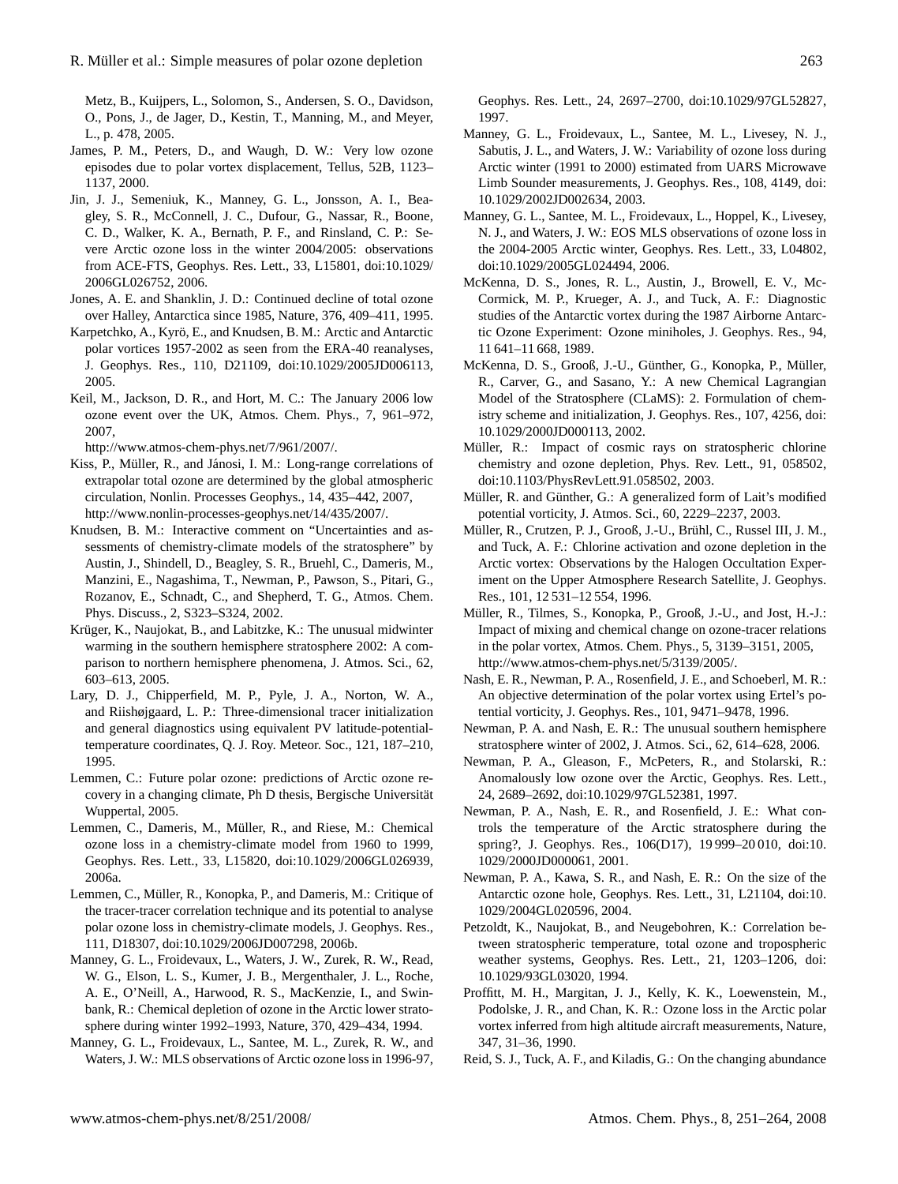Metz, B., Kuijpers, L., Solomon, S., Andersen, S. O., Davidson, O., Pons, J., de Jager, D., Kestin, T., Manning, M., and Meyer, L., p. 478, 2005.

James, P. M., Peters, D., and Waugh, D. W.: Very low ozone episodes due to polar vortex displacement, Tellus, 52B, 1123–1137, 2000.

Jin, J. J., Semeniuk, K., Manney, G. L., Jonsson, A. I., Beagley, S. R., McConnell, J. C., Dufour, G., Nassar, R., Boone, C. D., Walker, K. A., Bernath, P. F., and Rinsland, C. P.: Severe Arctic ozone loss in the winter 2004/2005: observations from ACE-FTS, Geophys. Res. Lett., 33, L15801, doi:10.1029/2006GL026752, 2006.

Jones, A. E. and Shanklin, J. D.: Continued decline of total ozone over Halley, Antarctica since 1985, Nature, 376, 409–411, 1995.

Karpetchko, A., Kyrö, E., and Knudsen, B. M.: Arctic and Antarctic polar vortices 1957-2002 as seen from the ERA-40 reanalyses, J. Geophys. Res., 110, D21109, doi:10.1029/2005JD006113, 2005.

Keil, M., Jackson, D. R., and Hort, M. C.: The January 2006 low ozone event over the UK, Atmos. Chem. Phys., 7, 961–972, 2007, http://www.atmos-chem-phys.net/7/961/2007/.

Kiss, P., Müller, R., and Jánosi, I. M.: Long-range correlations of extrapolar total ozone are determined by the global atmospheric circulation, Nonlin. Processes Geophys., 14, 435–442, 2007, http://www.nonlin-processes-geophys.net/14/435/2007/.

Knudsen, B. M.: Interactive comment on "Uncertainties and assessments of chemistry-climate models of the stratosphere" by Austin, J., Shindell, D., Beagley, S. R., Bruehl, C., Dameris, M., Manzini, E., Nagashima, T., Newman, P., Pawson, S., Pitari, G., Rozanov, E., Schnadt, C., and Shepherd, T. G., Atmos. Chem. Phys. Discuss., 2, S323–S324, 2002.

Krüger, K., Naujokat, B., and Labitzke, K.: The unusual midwinter warming in the southern hemisphere stratosphere 2002: A comparison to northern hemisphere phenomena, J. Atmos. Sci., 62, 603–613, 2005.

Lary, D. J., Chipperfield, M. P., Pyle, J. A., Norton, W. A., and Riishøjgaard, L. P.: Three-dimensional tracer initialization and general diagnostics using equivalent PV latitude-potential-temperature coordinates, Q. J. Roy. Meteor. Soc., 121, 187–210, 1995.

Lemmen, C.: Future polar ozone: predictions of Arctic ozone recovery in a changing climate, Ph D thesis, Bergische Universität Wuppertal, 2005.

Lemmen, C., Dameris, M., Müller, R., and Riese, M.: Chemical ozone loss in a chemistry-climate model from 1960 to 1999, Geophys. Res. Lett., 33, L15820, doi:10.1029/2006GL026939, 2006a.

Lemmen, C., Müller, R., Konopka, P., and Dameris, M.: Critique of the tracer-tracer correlation technique and its potential to analyse polar ozone loss in chemistry-climate models, J. Geophys. Res., 111, D18307, doi:10.1029/2006JD007298, 2006b.

Manney, G. L., Froidevaux, L., Waters, J. W., Zurek, R. W., Read, W. G., Elson, L. S., Kumer, J. B., Mergenthaler, J. L., Roche, A. E., O'Neill, A., Harwood, R. S., MacKenzie, I., and Swinbank, R.: Chemical depletion of ozone in the Arctic lower stratosphere during winter 1992–1993, Nature, 370, 429–434, 1994.

Manney, G. L., Froidevaux, L., Santee, M. L., Zurek, R. W., and Waters, J. W.: MLS observations of Arctic ozone loss in 1996-97, Geophys. Res. Lett., 24, 2697–2700, doi:10.1029/97GL52827, 1997.

Manney, G. L., Froidevaux, L., Santee, M. L., Livesey, N. J., Sabutis, J. L., and Waters, J. W.: Variability of ozone loss during Arctic winter (1991 to 2000) estimated from UARS Microwave Limb Sounder measurements, J. Geophys. Res., 108, 4149, doi: 10.1029/2002JD002634, 2003.

Manney, G. L., Santee, M. L., Froidevaux, L., Hoppel, K., Livesey, N. J., and Waters, J. W.: EOS MLS observations of ozone loss in the 2004-2005 Arctic winter, Geophys. Res. Lett., 33, L04802, doi:10.1029/2005GL024494, 2006.

McKenna, D. S., Jones, R. L., Austin, J., Browell, E. V., McCormick, M. P., Krueger, A. J., and Tuck, A. F.: Diagnostic studies of the Antarctic vortex during the 1987 Airborne Antarctic Ozone Experiment: Ozone miniholes, J. Geophys. Res., 94, 11 641–11 668, 1989.

McKenna, D. S., Grooß, J.-U., Günther, G., Konopka, P., Müller, R., Carver, G., and Sasano, Y.: A new Chemical Lagrangian Model of the Stratosphere (CLaMS): 2. Formulation of chemistry scheme and initialization, J. Geophys. Res., 107, 4256, doi: 10.1029/2000JD000113, 2002.

Müller, R.: Impact of cosmic rays on stratospheric chlorine chemistry and ozone depletion, Phys. Rev. Lett., 91, 058502, doi:10.1103/PhysRevLett.91.058502, 2003.

Müller, R. and Günther, G.: A generalized form of Lait's modified potential vorticity, J. Atmos. Sci., 60, 2229–2237, 2003.

Müller, R., Crutzen, P. J., Grooß, J.-U., Brühl, C., Russel III, J. M., and Tuck, A. F.: Chlorine activation and ozone depletion in the Arctic vortex: Observations by the Halogen Occultation Experiment on the Upper Atmosphere Research Satellite, J. Geophys. Res., 101, 12 531–12 554, 1996.

Müller, R., Tilmes, S., Konopka, P., Grooß, J.-U., and Jost, H.-J.: Impact of mixing and chemical change on ozone-tracer relations in the polar vortex, Atmos. Chem. Phys., 5, 3139–3151, 2005, http://www.atmos-chem-phys.net/5/3139/2005/.

Nash, E. R., Newman, P. A., Rosenfield, J. E., and Schoeberl, M. R.: An objective determination of the polar vortex using Ertel's potential vorticity, J. Geophys. Res., 101, 9471–9478, 1996.

Newman, P. A. and Nash, E. R.: The unusual southern hemisphere stratosphere winter of 2002, J. Atmos. Sci., 62, 614–628, 2006.

Newman, P. A., Gleason, F., McPeters, R., and Stolarski, R.: Anomalously low ozone over the Arctic, Geophys. Res. Lett., 24, 2689–2692, doi:10.1029/97GL52381, 1997.

Newman, P. A., Nash, E. R., and Rosenfield, J. E.: What controls the temperature of the Arctic stratosphere during the spring?, J. Geophys. Res., 106(D17), 19 999–20 010, doi:10.1029/2000JD000061, 2001.

Newman, P. A., Kawa, S. R., and Nash, E. R.: On the size of the Antarctic ozone hole, Geophys. Res. Lett., 31, L21104, doi:10.1029/2004GL020596, 2004.

Petzoldt, K., Naujokat, B., and Neugebohren, K.: Correlation between stratospheric temperature, total ozone and tropospheric weather systems, Geophys. Res. Lett., 21, 1203–1206, doi: 10.1029/93GL03020, 1994.

Proffitt, M. H., Margitan, J. J., Kelly, K. K., Loewenstein, M., Podolske, J. R., and Chan, K. R.: Ozone loss in the Arctic polar vortex inferred from high altitude aircraft measurements, Nature, 347, 31–36, 1990.

Reid, S. J., Tuck, A. F., and Kiladis, G.: On the changing abundance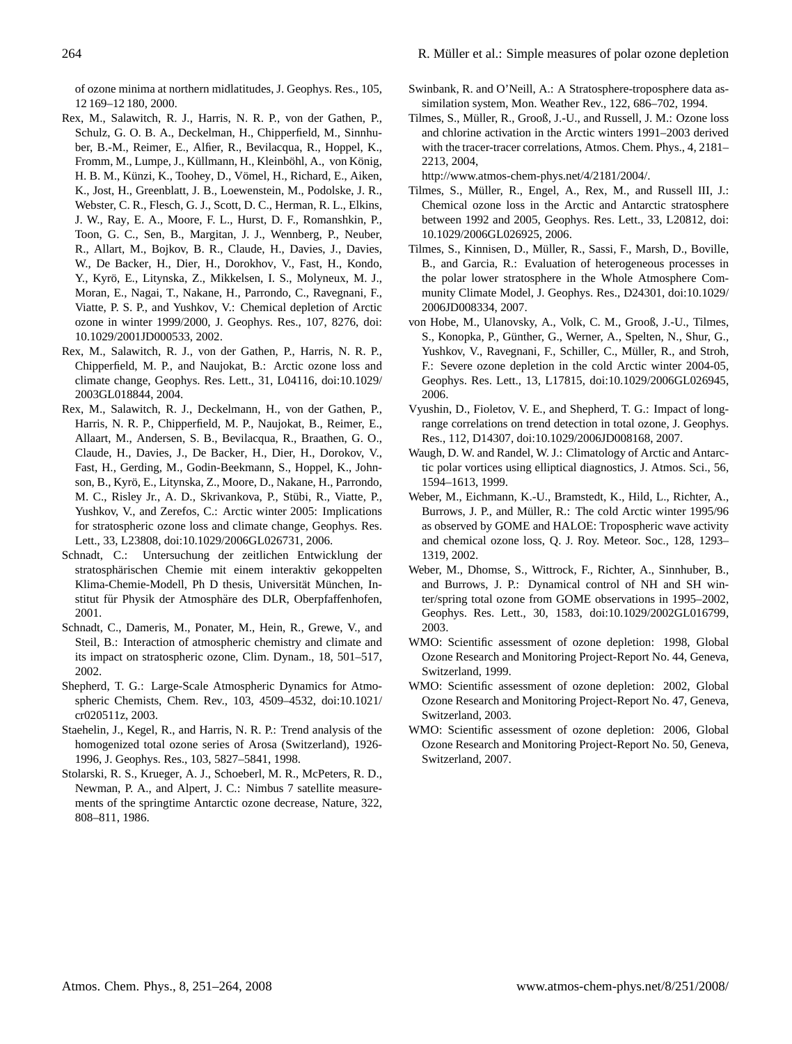of ozone minima at northern midlatitudes, J. Geophys. Res., 105, 12 169–12 180, 2000.

Rex, M., Salawitch, R. J., Harris, N. R. P., von der Gathen, P., Schulz, G. O. B. A., Deckelman, H., Chipperfield, M., Sinnhuber, B.-M., Reimer, E., Alfier, R., Bevilacqua, R., Hoppel, K., Fromm, M., Lumpe, J., Küllmann, H., Kleinböhl, A., von König, H. B. M., Künzi, K., Toohey, D., Vömel, H., Richard, E., Aiken, K., Jost, H., Greenblatt, J. B., Loewenstein, M., Podolske, J. R., Webster, C. R., Flesch, G. J., Scott, D. C., Herman, R. L., Elkins, J. W., Ray, E. A., Moore, F. L., Hurst, D. F., Romanshkin, P., Toon, G. C., Sen, B., Margitan, J. J., Wennberg, P., Neuber, R., Allart, M., Bojkov, B. R., Claude, H., Davies, J., Davies, W., De Backer, H., Dier, H., Dorokhov, V., Fast, H., Kondo, Y., Kyrö, E., Litynska, Z., Mikkelsen, I. S., Molyneux, M. J., Moran, E., Nagai, T., Nakane, H., Parrondo, C., Ravegnani, F., Viatte, P. S. P., and Yushkov, V.: Chemical depletion of Arctic ozone in winter 1999/2000, J. Geophys. Res., 107, 8276, doi: 10.1029/2001JD000533, 2002.

Rex, M., Salawitch, R. J., von der Gathen, P., Harris, N. R. P., Chipperfield, M. P., and Naujokat, B.: Arctic ozone loss and climate change, Geophys. Res. Lett., 31, L04116, doi:10.1029/2003GL018844, 2004.

Rex, M., Salawitch, R. J., Deckelmann, H., von der Gathen, P., Harris, N. R. P., Chipperfield, M. P., Naujokat, B., Reimer, E., Allaart, M., Andersen, S. B., Bevilacqua, R., Braathen, G. O., Claude, H., Davies, J., De Backer, H., Dier, H., Dorokov, V., Fast, H., Gerding, M., Godin-Beekmann, S., Hoppel, K., Johnson, B., Kyrö, E., Litynska, Z., Moore, D., Nakane, H., Parrondo, M. C., Risley Jr., A. D., Skrivankova, P., Stübi, R., Viatte, P., Yushkov, V., and Zerefos, C.: Arctic winter 2005: Implications for stratospheric ozone loss and climate change, Geophys. Res. Lett., 33, L23808, doi:10.1029/2006GL026731, 2006.

Schnadt, C.: Untersuchung der zeitlichen Entwicklung der stratosphärischen Chemie mit einem interaktiv gekoppelten Klima-Chemie-Modell, Ph D thesis, Universität München, Institut für Physik der Atmosphäre des DLR, Oberpfaffenhofen, 2001.

Schnadt, C., Dameris, M., Ponater, M., Hein, R., Grewe, V., and Steil, B.: Interaction of atmospheric chemistry and climate and its impact on stratospheric ozone, Clim. Dynam., 18, 501–517, 2002.

Shepherd, T. G.: Large-Scale Atmospheric Dynamics for Atmospheric Chemists, Chem. Rev., 103, 4509–4532, doi:10.1021/cr020511z, 2003.

Staehelin, J., Kegel, R., and Harris, N. R. P.: Trend analysis of the homogenized total ozone series of Arosa (Switzerland), 1926-1996, J. Geophys. Res., 103, 5827–5841, 1998.

Stolarski, R. S., Krueger, A. J., Schoeberl, M. R., McPeters, R. D., Newman, P. A., and Alpert, J. C.: Nimbus 7 satellite measurements of the springtime Antarctic ozone decrease, Nature, 322, 808–811, 1986.

Swinbank, R. and O'Neill, A.: A Stratosphere-troposphere data assimilation system, Mon. Weather Rev., 122, 686–702, 1994.

Tilmes, S., Müller, R., Grooß, J.-U., and Russell, J. M.: Ozone loss and chlorine activation in the Arctic winters 1991–2003 derived with the tracer-tracer correlations, Atmos. Chem. Phys., 4, 2181–2213, 2004, http://www.atmos-chem-phys.net/4/2181/2004/.

Tilmes, S., Müller, R., Engel, A., Rex, M., and Russell III, J.: Chemical ozone loss in the Arctic and Antarctic stratosphere between 1992 and 2005, Geophys. Res. Lett., 33, L20812, doi: 10.1029/2006GL026925, 2006.

Tilmes, S., Kinnisen, D., Müller, R., Sassi, F., Marsh, D., Boville, B., and Garcia, R.: Evaluation of heterogeneous processes in the polar lower stratosphere in the Whole Atmosphere Community Climate Model, J. Geophys. Res., D24301, doi:10.1029/2006JD008334, 2007.

von Hobe, M., Ulanovsky, A., Volk, C. M., Grooß, J.-U., Tilmes, S., Konopka, P., Günther, G., Werner, A., Spelten, N., Shur, G., Yushkov, V., Ravegnani, F., Schiller, C., Müller, R., and Stroh, F.: Severe ozone depletion in the cold Arctic winter 2004-05, Geophys. Res. Lett., 13, L17815, doi:10.1029/2006GL026945, 2006.

Vyushin, D., Fioletov, V. E., and Shepherd, T. G.: Impact of long-range correlations on trend detection in total ozone, J. Geophys. Res., 112, D14307, doi:10.1029/2006JD008168, 2007.

Waugh, D. W. and Randel, W. J.: Climatology of Arctic and Antarctic polar vortices using elliptical diagnostics, J. Atmos. Sci., 56, 1594–1613, 1999.

Weber, M., Eichmann, K.-U., Bramstedt, K., Hild, L., Richter, A., Burrows, J. P., and Müller, R.: The cold Arctic winter 1995/96 as observed by GOME and HALOE: Tropospheric wave activity and chemical ozone loss, Q. J. Roy. Meteor. Soc., 128, 1293–1319, 2002.

Weber, M., Dhomse, S., Wittrock, F., Richter, A., Sinnhuber, B., and Burrows, J. P.: Dynamical control of NH and SH winter/spring total ozone from GOME observations in 1995–2002, Geophys. Res. Lett., 30, 1583, doi:10.1029/2002GL016799, 2003.

WMO: Scientific assessment of ozone depletion: 1998, Global Ozone Research and Monitoring Project-Report No. 44, Geneva, Switzerland, 1999.

WMO: Scientific assessment of ozone depletion: 2002, Global Ozone Research and Monitoring Project-Report No. 47, Geneva, Switzerland, 2003.

WMO: Scientific assessment of ozone depletion: 2006, Global Ozone Research and Monitoring Project-Report No. 50, Geneva, Switzerland, 2007.